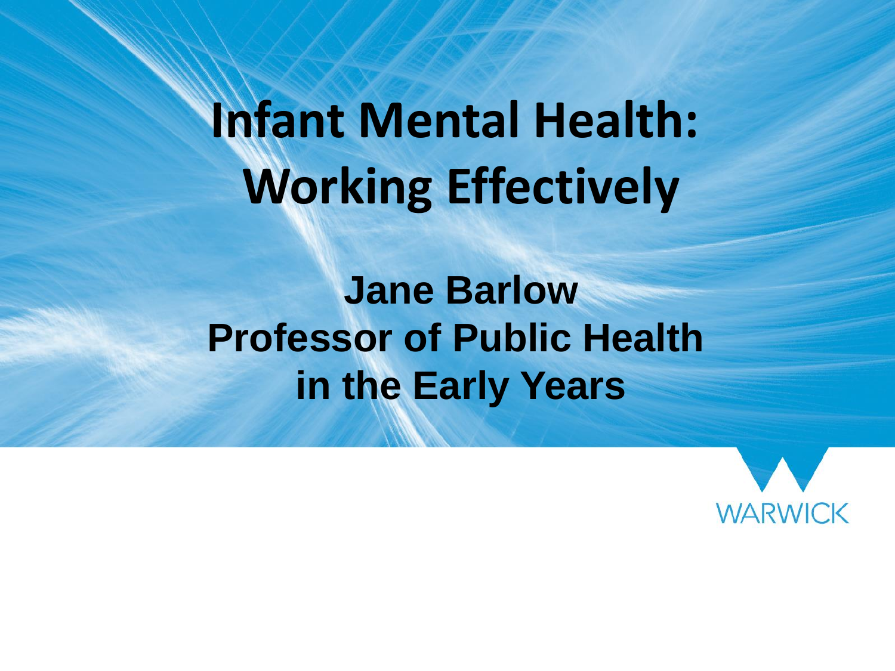# Infant Mental Health: Working Effectively

**Jane Barlow**
**Professor of Public Health in the Early Years**

WARWICK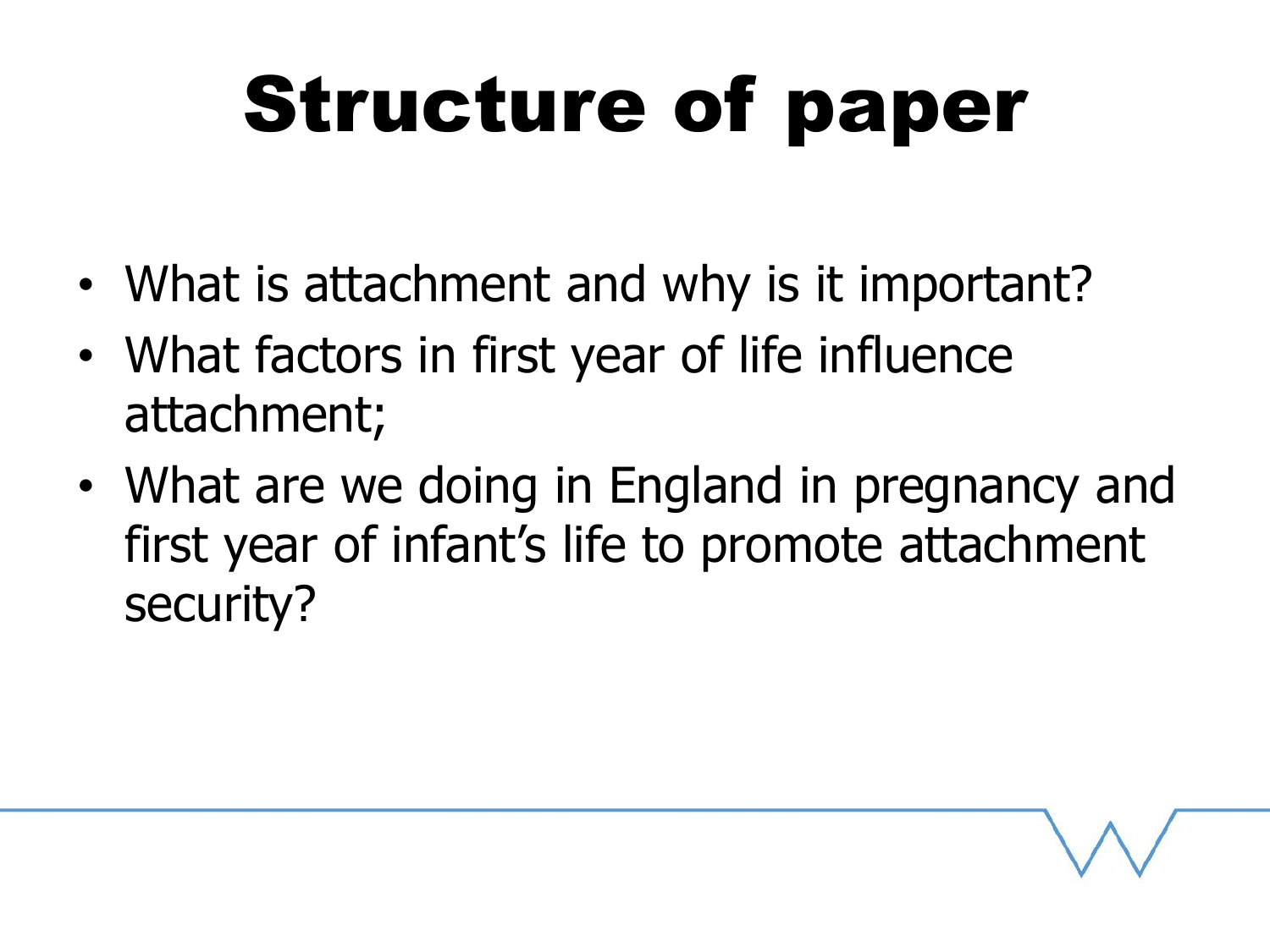# Structure of paper

- What is attachment and why is it important?
- What factors in first year of life influence attachment;
- What are we doing in England in pregnancy and first year of infant's life to promote attachment security?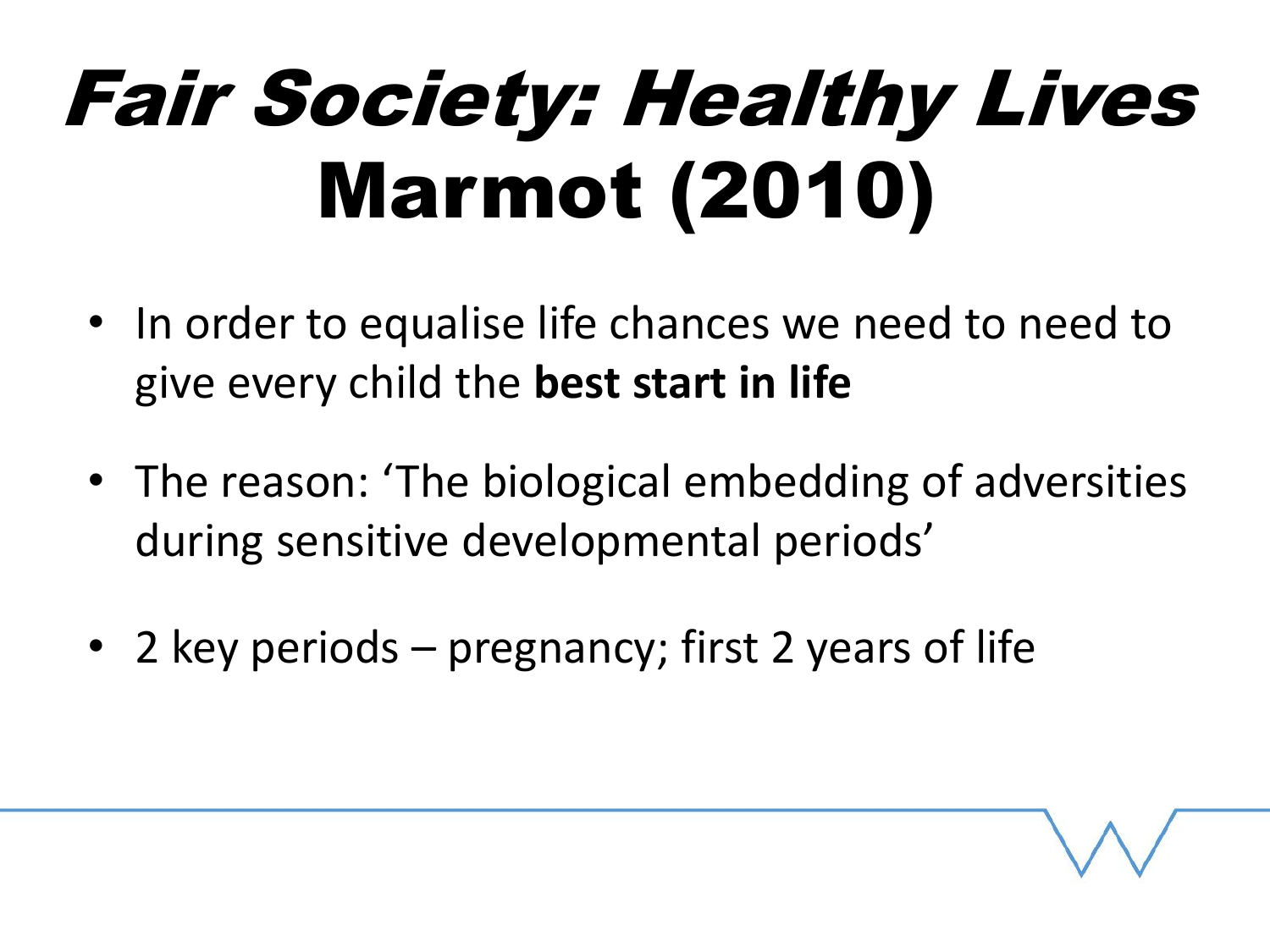# *Fair Society: Healthy Lives* Marmot (2010)

- In order to equalise life chances we need to need to give every child the **best start in life**
- The reason: 'The biological embedding of adversities during sensitive developmental periods'
- 2 key periods – pregnancy; first 2 years of life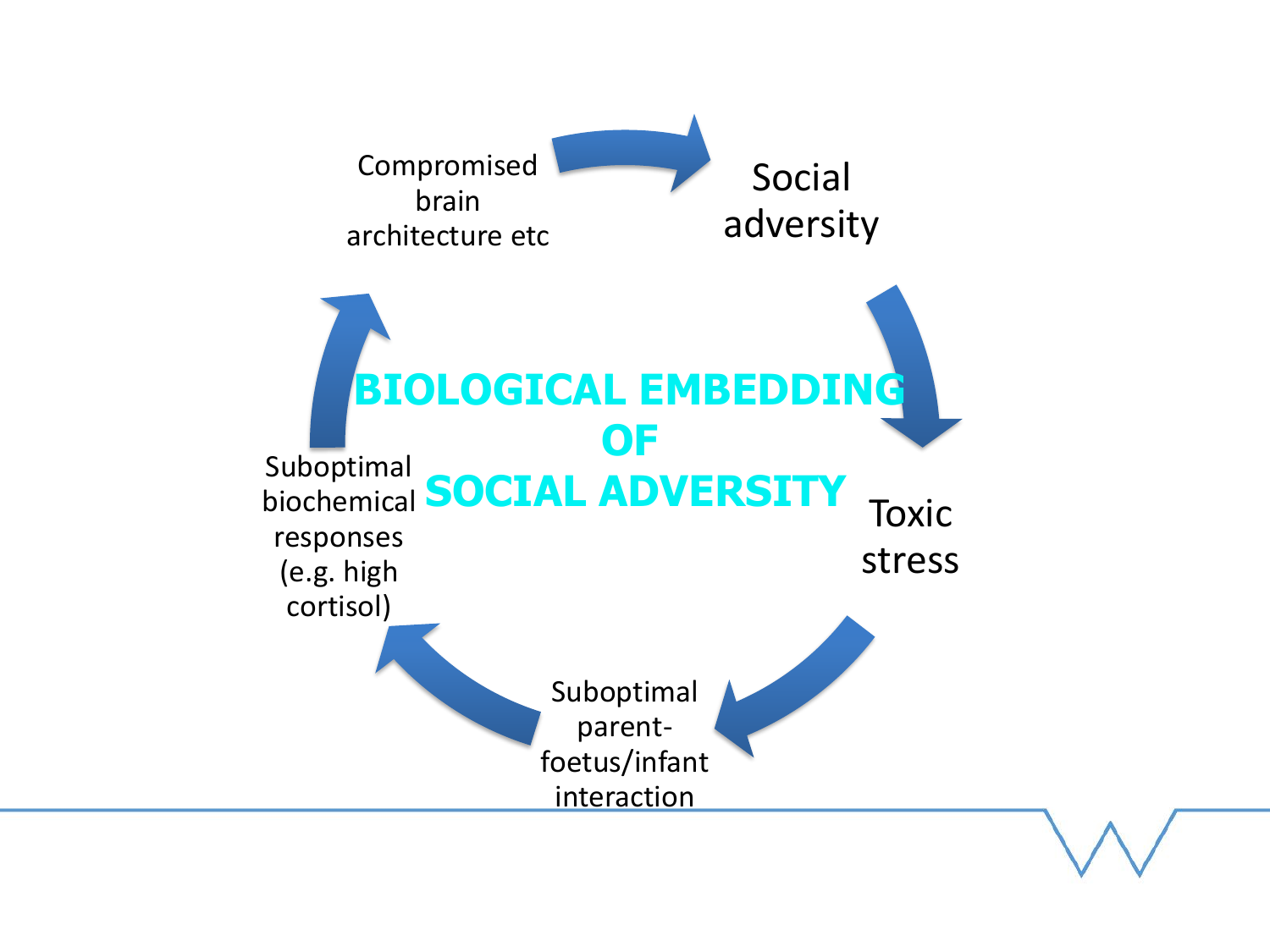# BIOLOGICAL EMBEDDING OF SOCIAL ADVERSITY

Social adversity

Toxic stress

Suboptimal parent-foetus/infant interaction

Suboptimal biochemical responses (e.g. high cortisol)

Compromised brain architecture etc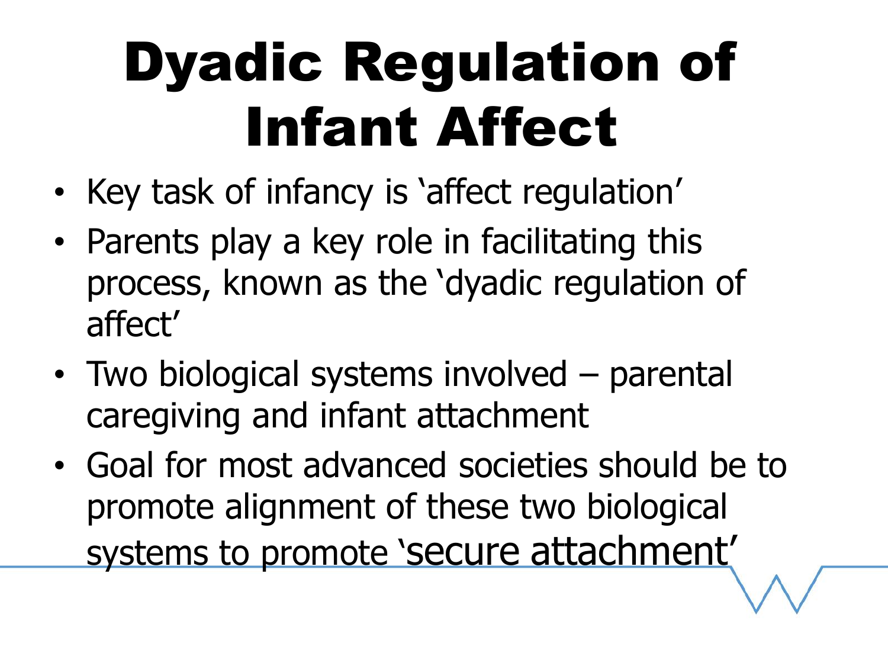# Dyadic Regulation of Infant Affect

- Key task of infancy is ‘affect regulation’
- Parents play a key role in facilitating this process, known as the ‘dyadic regulation of affect’
- Two biological systems involved – parental caregiving and infant attachment
- Goal for most advanced societies should be to promote alignment of these two biological systems to promote ‘secure attachment’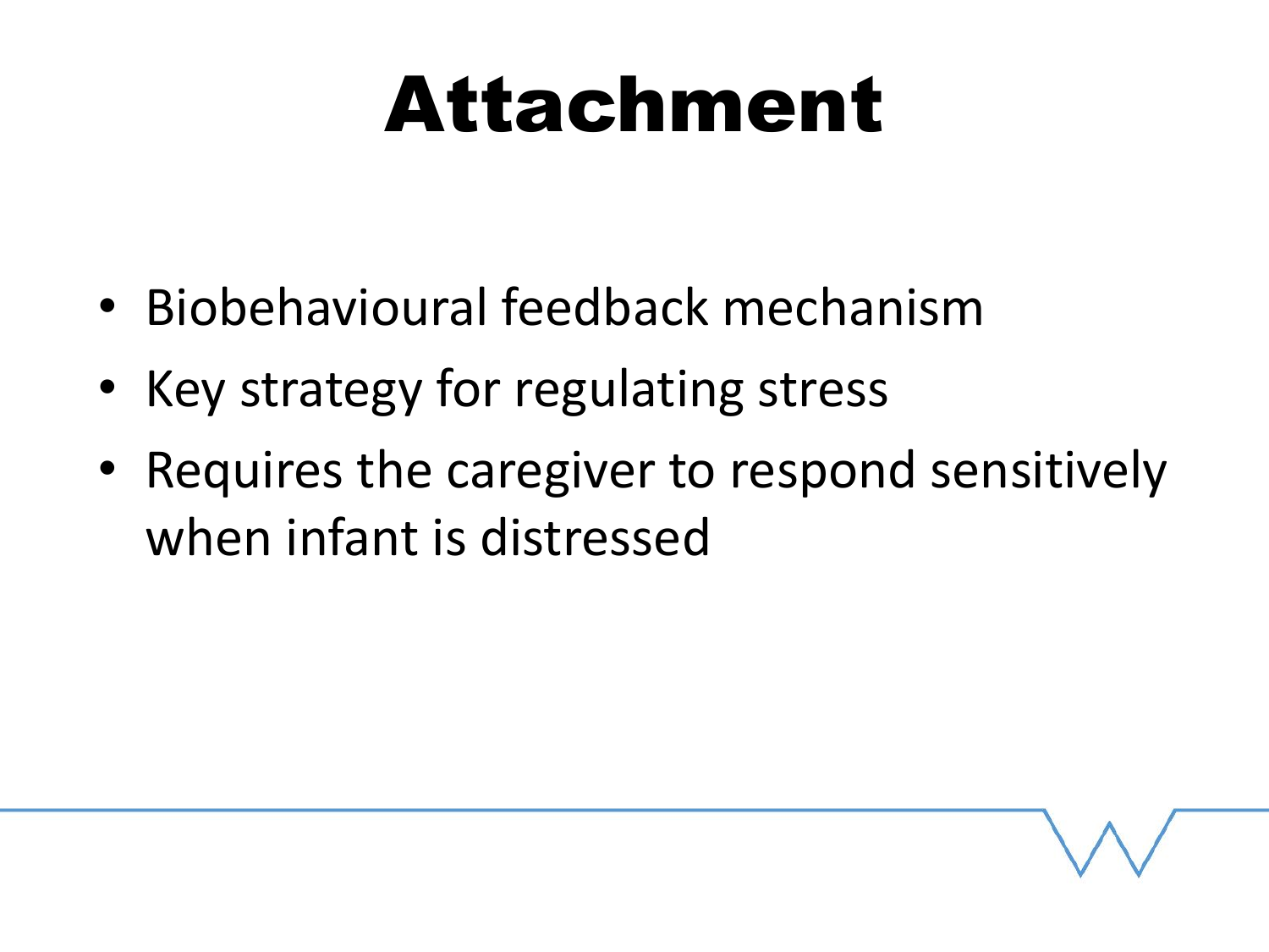# Attachment

- Biobehavioural feedback mechanism
- Key strategy for regulating stress
- Requires the caregiver to respond sensitively when infant is distressed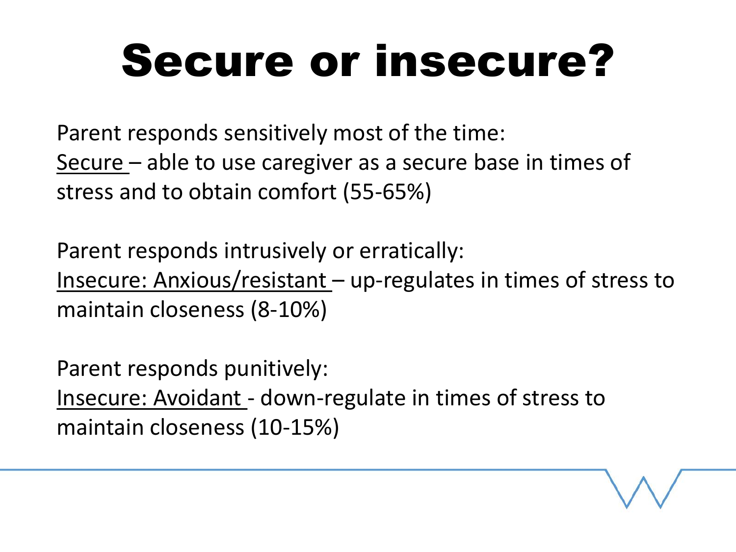# Secure or insecure?

Parent responds sensitively most of the time:
Secure – able to use caregiver as a secure base in times of stress and to obtain comfort (55-65%)

Parent responds intrusively or erratically:
Insecure: Anxious/resistant – up-regulates in times of stress to maintain closeness (8-10%)

Parent responds punitively:
Insecure: Avoidant - down-regulate in times of stress to maintain closeness (10-15%)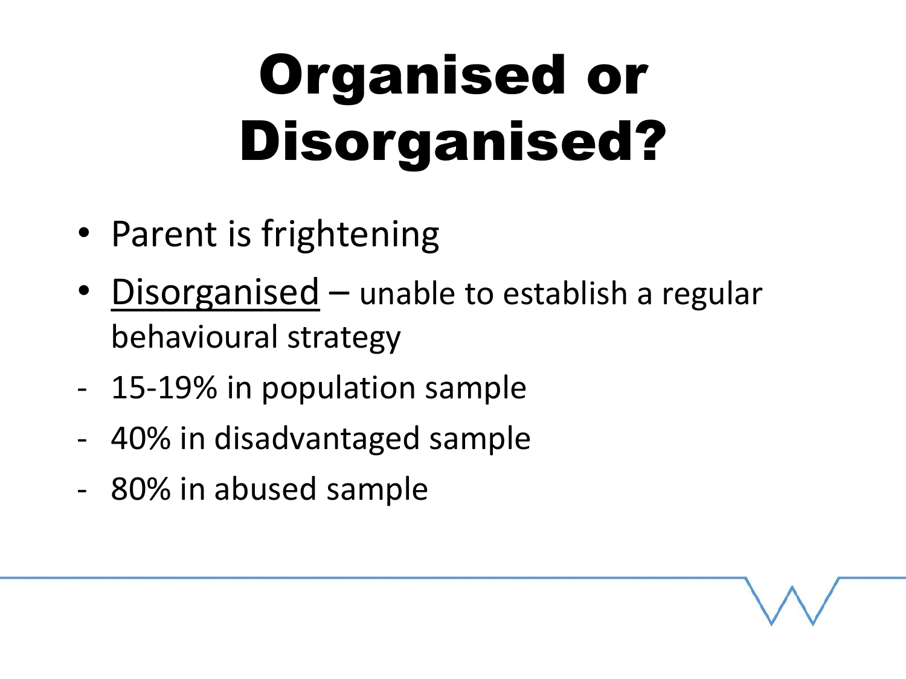# Organised or Disorganised?

- Parent is frightening
- <u>Disorganised</u> – unable to establish a regular behavioural strategy

- 15-19% in population sample
- 40% in disadvantaged sample
- 80% in abused sample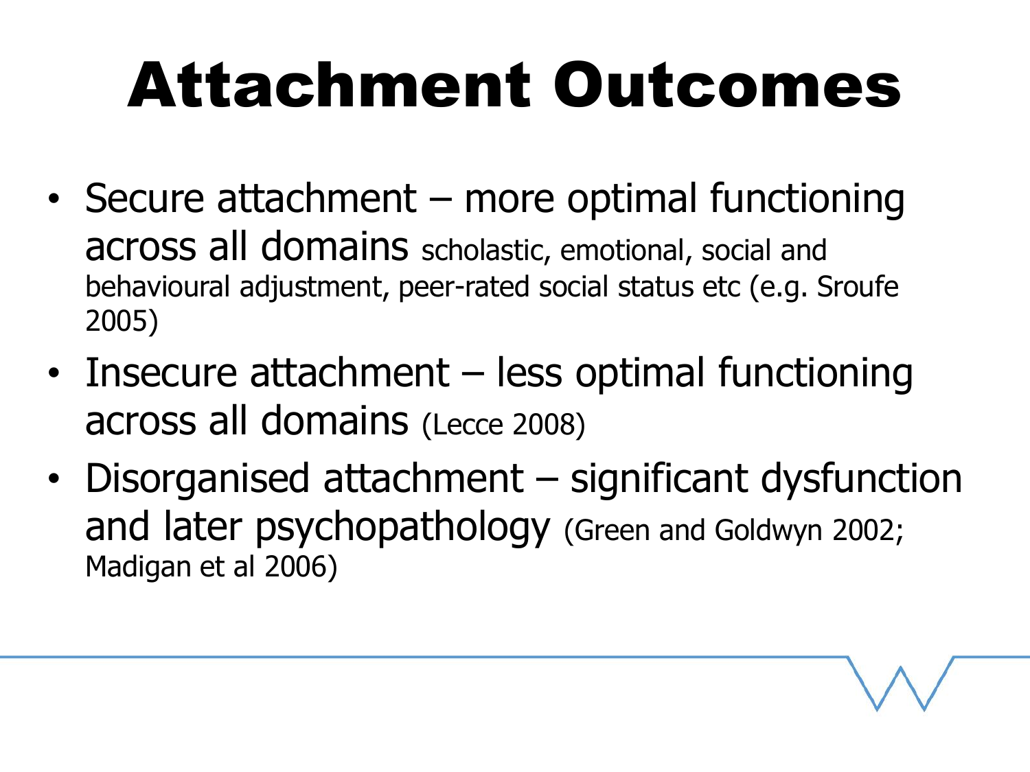# Attachment Outcomes

- Secure attachment – more optimal functioning across all domains scholastic, emotional, social and behavioural adjustment, peer-rated social status etc (e.g. Sroufe 2005)
- Insecure attachment – less optimal functioning across all domains (Lecce 2008)
- Disorganised attachment – significant dysfunction and later psychopathology (Green and Goldwyn 2002; Madigan et al 2006)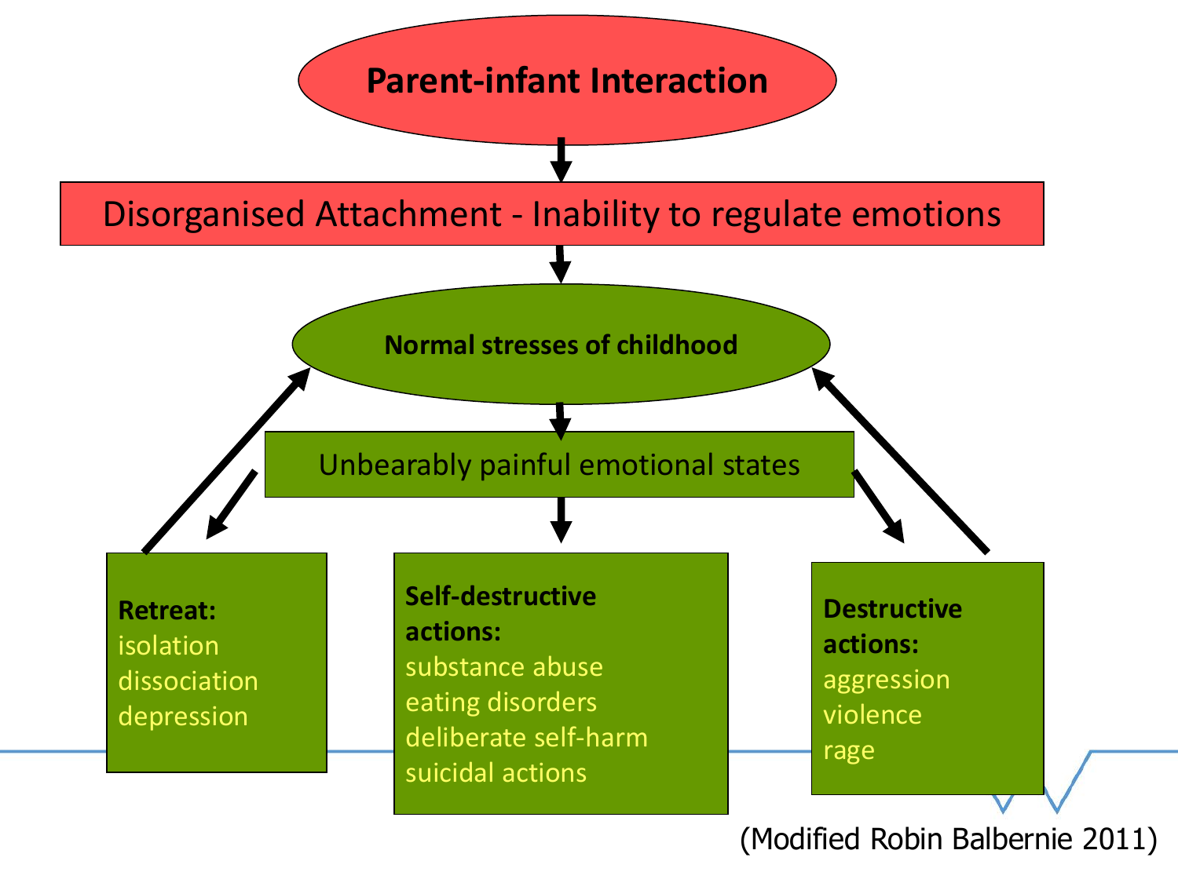**Parent-infant Interaction**

Disorganised Attachment - Inability to regulate emotions

**Normal stresses of childhood**

Unbearably painful emotional states

**Retreat:**
- isolation
- dissociation
- depression

**Self-destructive actions:**
- substance abuse
- eating disorders
- deliberate self-harm
- suicidal actions

**Destructive actions:**
- aggression
- violence
- rage

(Modified Robin Balbernie 2011)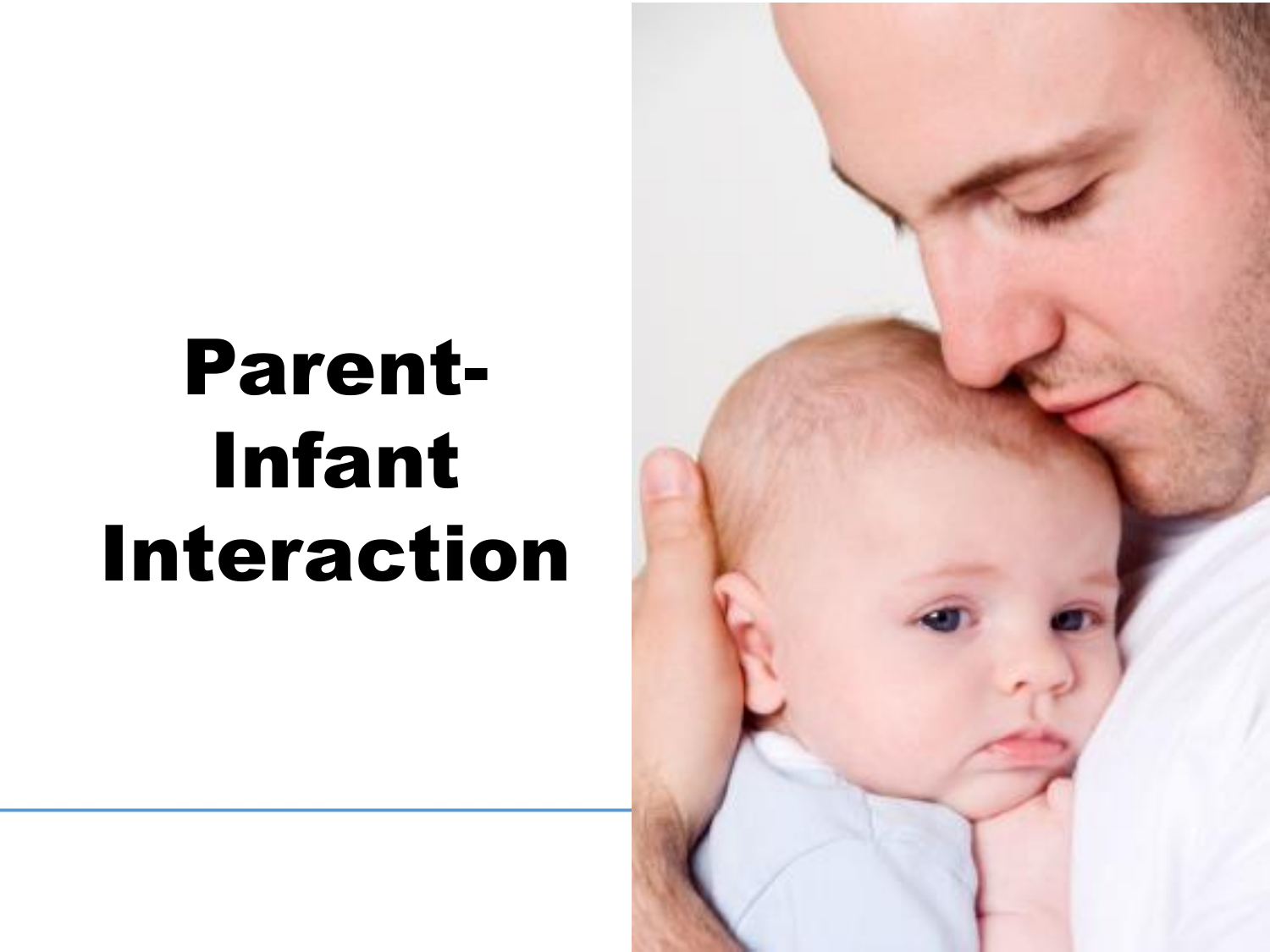# Parent-Infant Interaction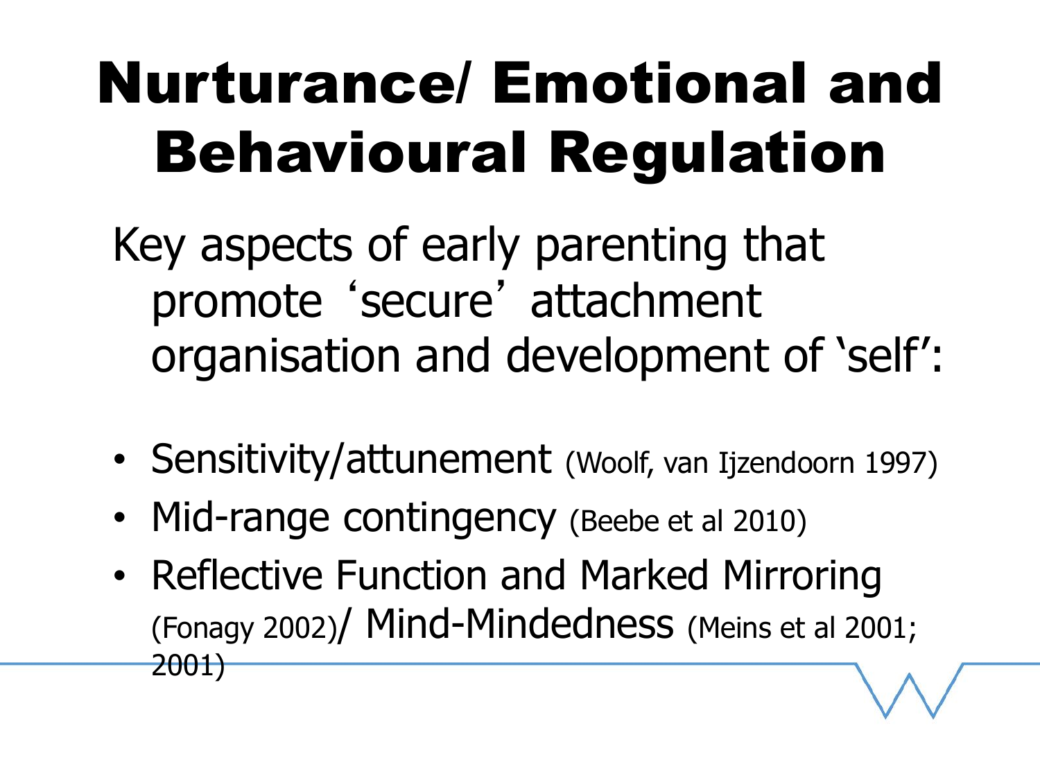# Nurturance/ Emotional and Behavioural Regulation

Key aspects of early parenting that promote 'secure' attachment organisation and development of 'self':

- Sensitivity/attunement (Woolf, van Ijzendoorn 1997)
- Mid-range contingency (Beebe et al 2010)
- Reflective Function and Marked Mirroring (Fonagy 2002)/ Mind-Mindedness (Meins et al 2001; 2001)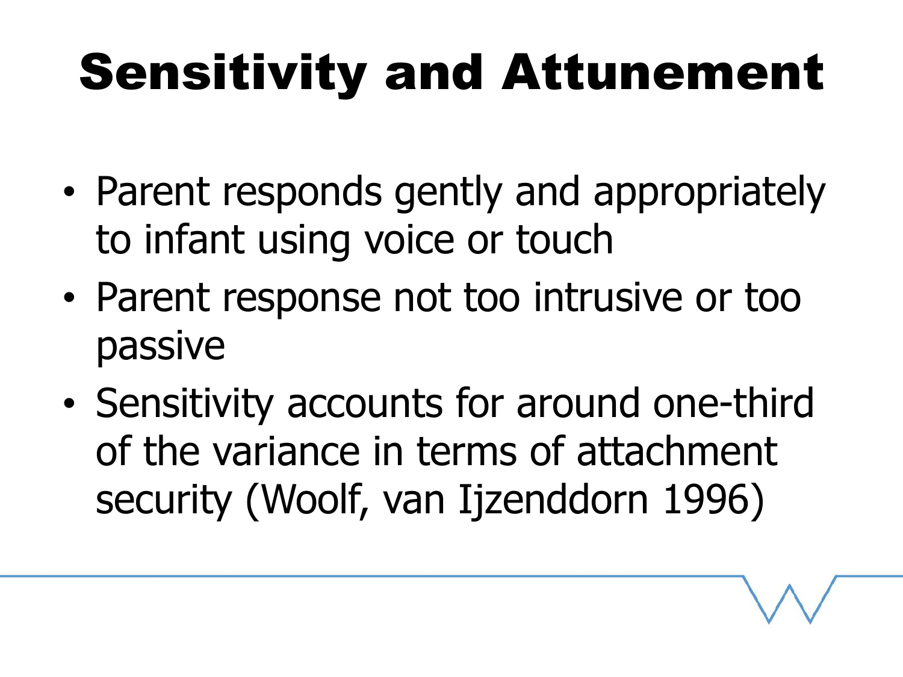# Sensitivity and Attunement

- Parent responds gently and appropriately to infant using voice or touch
- Parent response not too intrusive or too passive
- Sensitivity accounts for around one-third of the variance in terms of attachment security (Woolf, van Ijzenddorn 1996)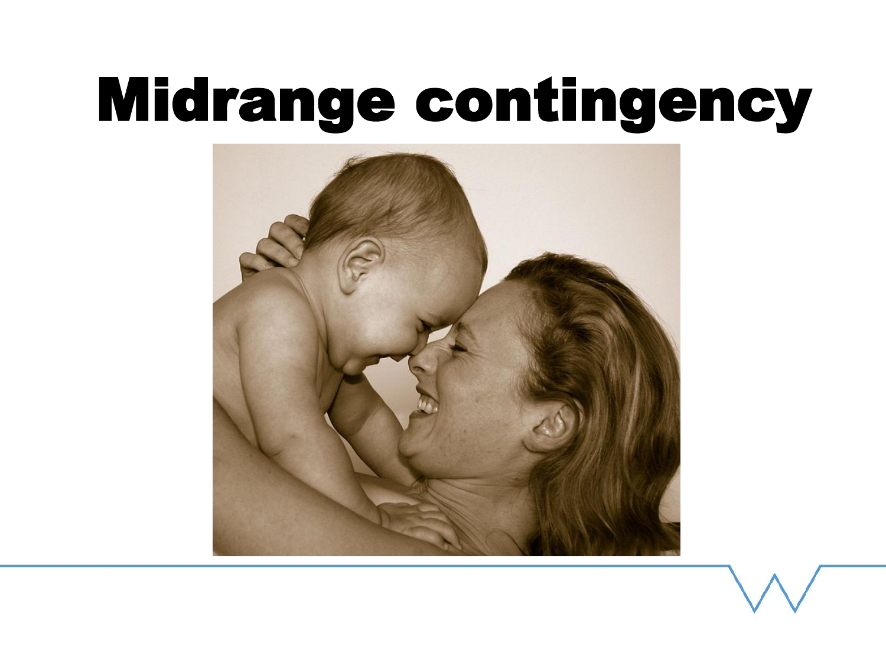# Midrange contingency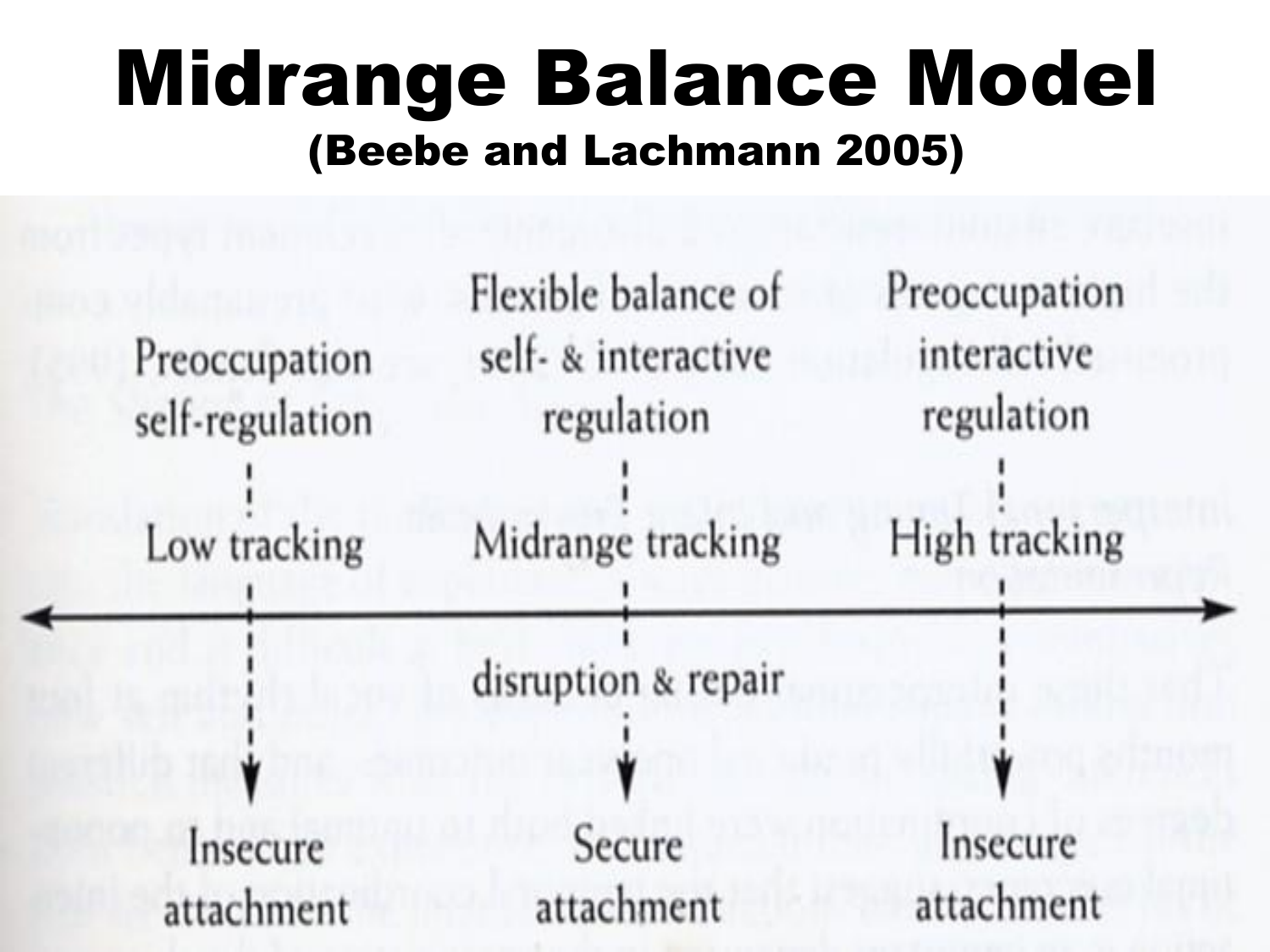# Midrange Balance Model

## (Beebe and Lachmann 2005)

| Preoccupation self-regulation | Flexible balance of self- & interactive regulation | Preoccupation interactive regulation |
| --- | --- | --- |
| Low tracking | Midrange tracking | High tracking |
| | disruption & repair | |
| Insecure attachment | Secure attachment | Insecure attachment |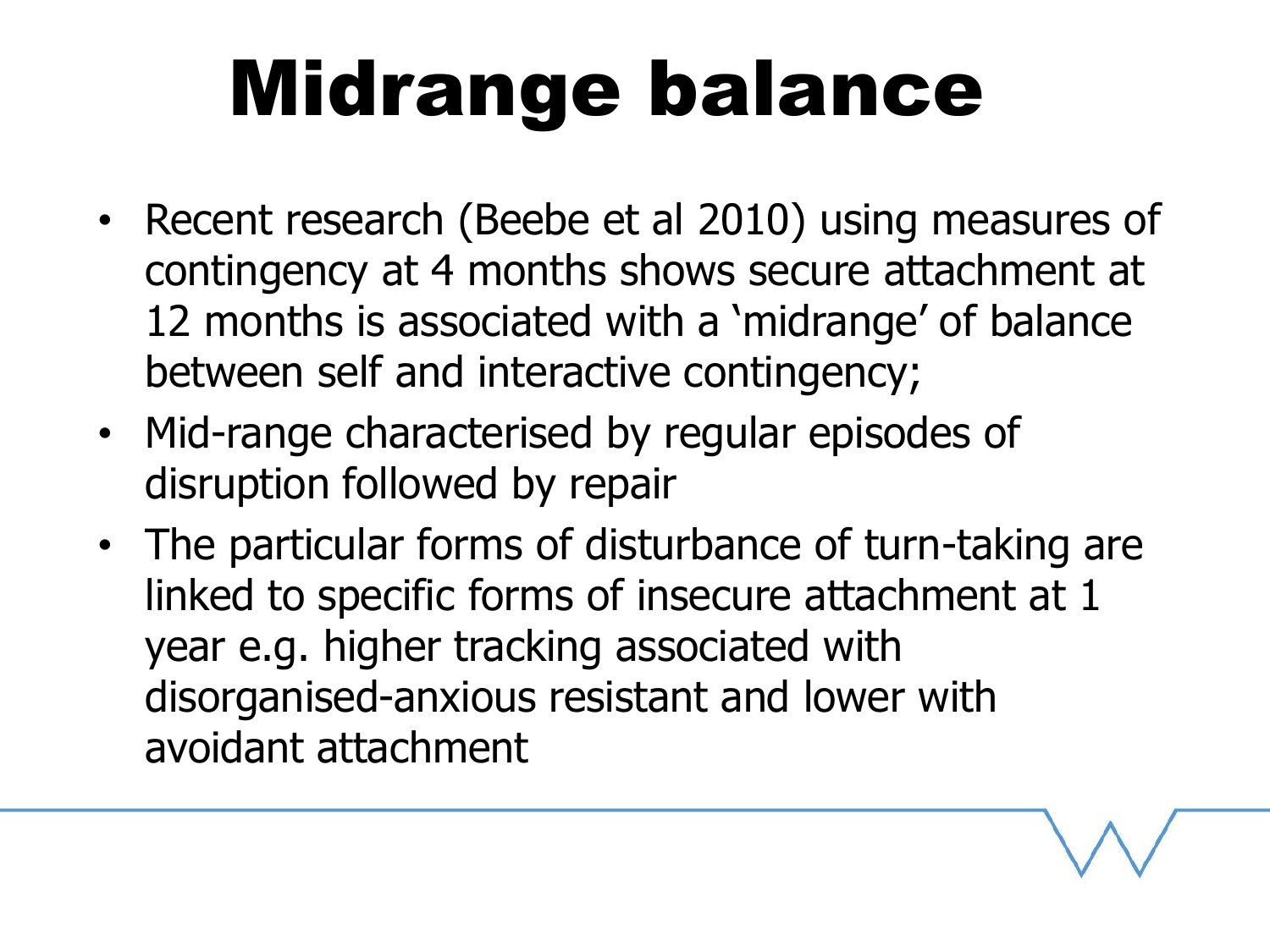# Midrange balance

- Recent research (Beebe et al 2010) using measures of contingency at 4 months shows secure attachment at 12 months is associated with a 'midrange' of balance between self and interactive contingency;
- Mid-range characterised by regular episodes of disruption followed by repair
- The particular forms of disturbance of turn-taking are linked to specific forms of insecure attachment at 1 year e.g. higher tracking associated with disorganised-anxious resistant and lower with avoidant attachment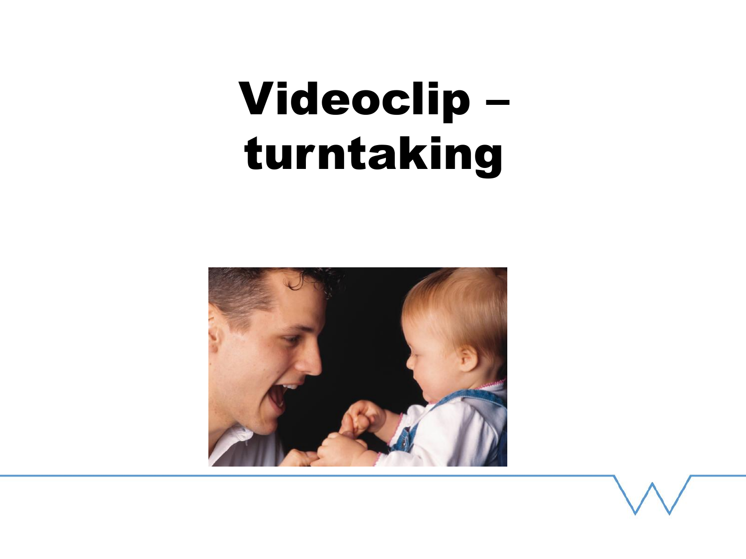# Videoclip – turntaking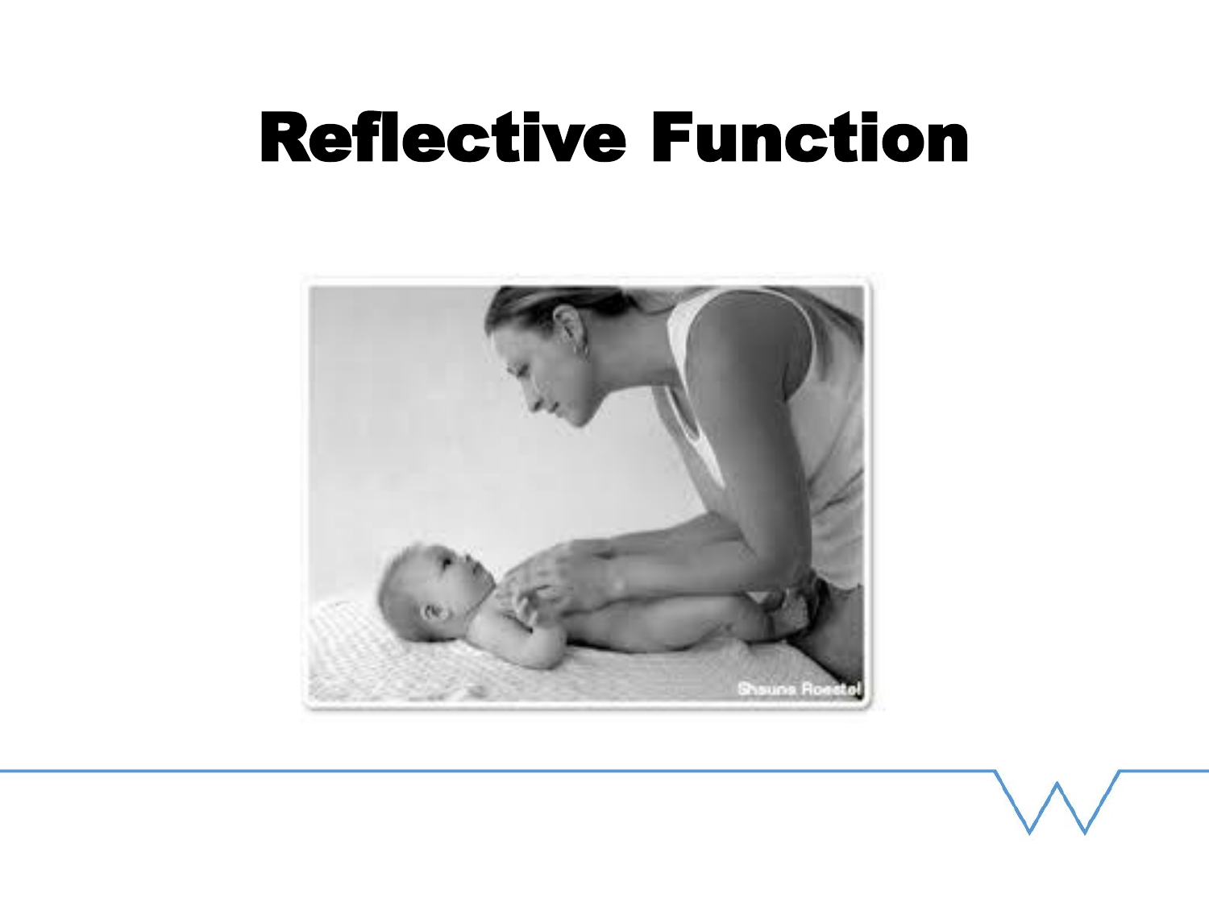# Reflective Function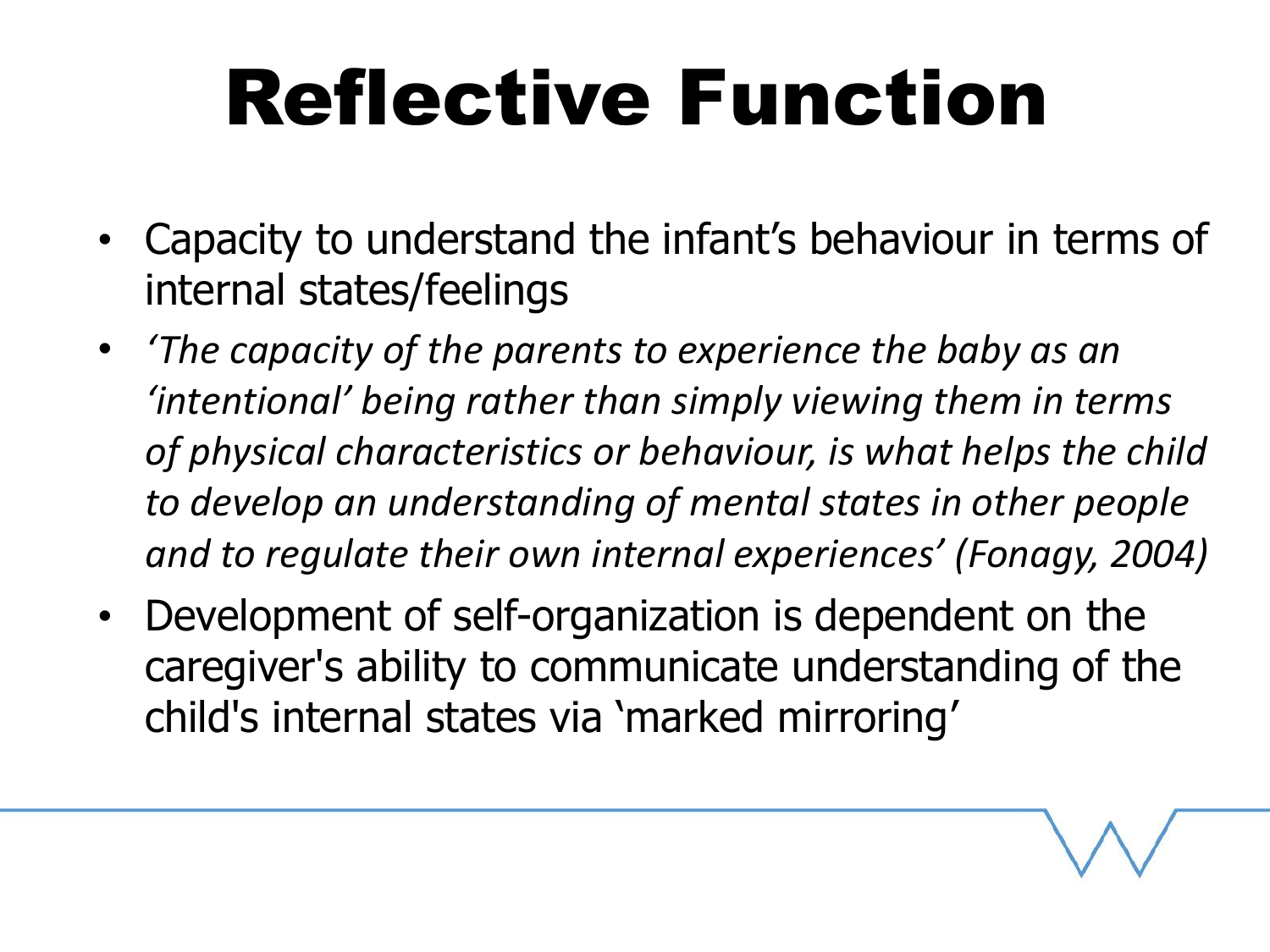# Reflective Function

- Capacity to understand the infant's behaviour in terms of internal states/feelings
- *'The capacity of the parents to experience the baby as an 'intentional' being rather than simply viewing them in terms of physical characteristics or behaviour, is what helps the child to develop an understanding of mental states in other people and to regulate their own internal experiences' (Fonagy, 2004)*
- Development of self-organization is dependent on the caregiver's ability to communicate understanding of the child's internal states via 'marked mirroring'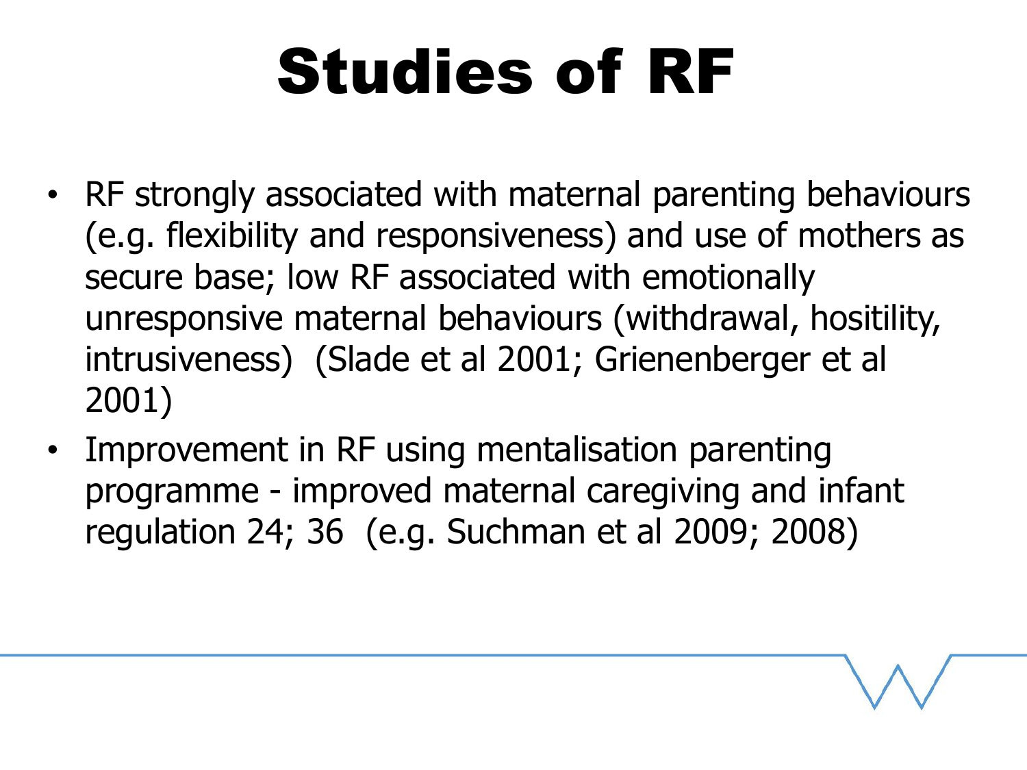# Studies of RF

- RF strongly associated with maternal parenting behaviours (e.g. flexibility and responsiveness) and use of mothers as secure base; low RF associated with emotionally unresponsive maternal behaviours (withdrawal, hositility, intrusiveness) (Slade et al 2001; Grienenberger et al 2001)
- Improvement in RF using mentalisation parenting programme - improved maternal caregiving and infant regulation 24; 36 (e.g. Suchman et al 2009; 2008)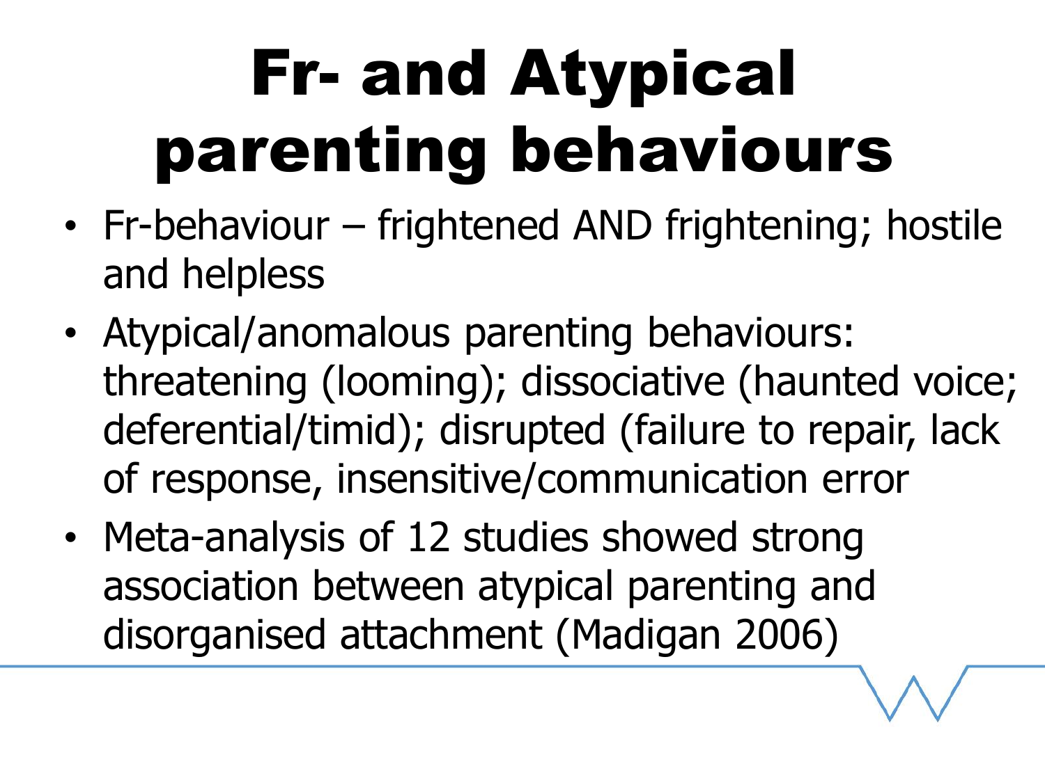# Fr- and Atypical parenting behaviours

- Fr-behaviour – frightened AND frightening; hostile and helpless
- Atypical/anomalous parenting behaviours: threatening (looming); dissociative (haunted voice; deferential/timid); disrupted (failure to repair, lack of response, insensitive/communication error
- Meta-analysis of 12 studies showed strong association between atypical parenting and disorganised attachment (Madigan 2006)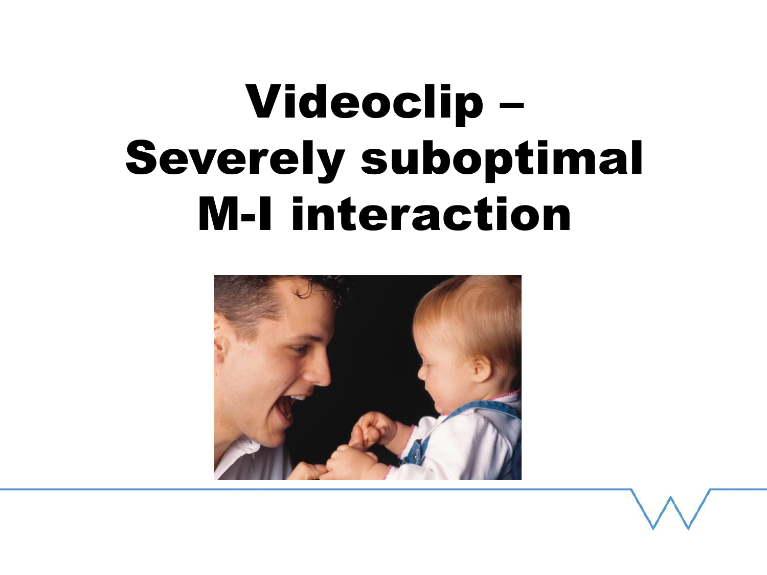# Videoclip – Severely suboptimal M-I interaction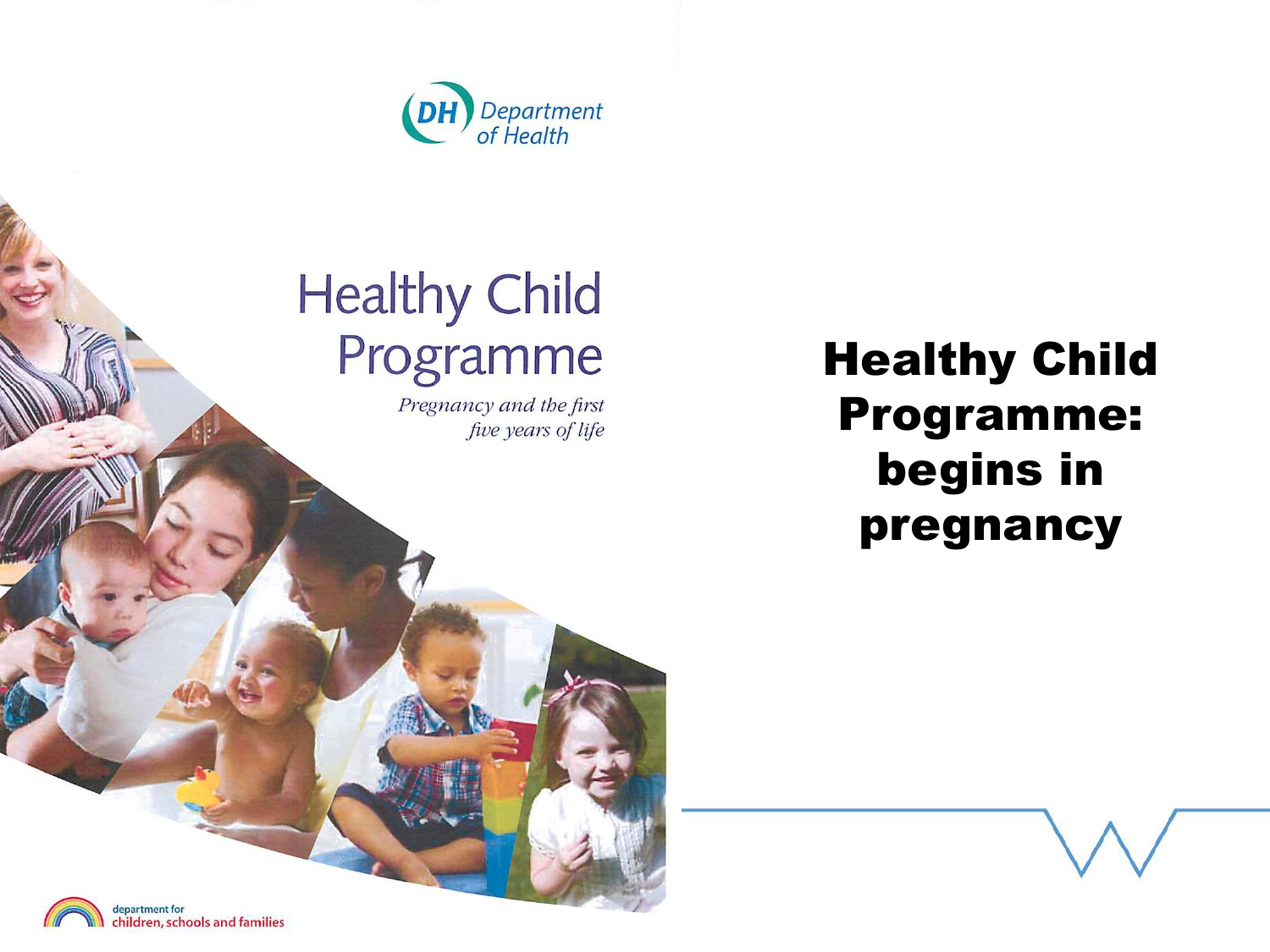Department of Health

# Healthy Child Programme

*Pregnancy and the first five years of life*

department for children, schools and families

## Healthy Child Programme: begins in pregnancy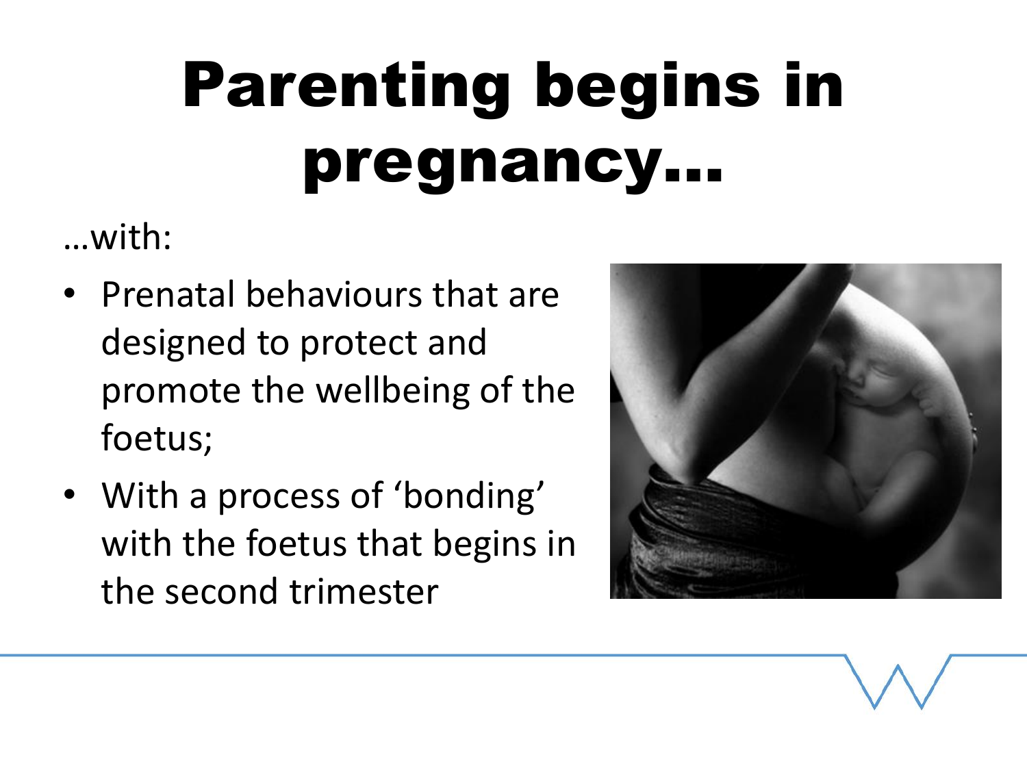# Parenting begins in pregnancy…

…with:

- Prenatal behaviours that are designed to protect and promote the wellbeing of the foetus;
- With a process of 'bonding' with the foetus that begins in the second trimester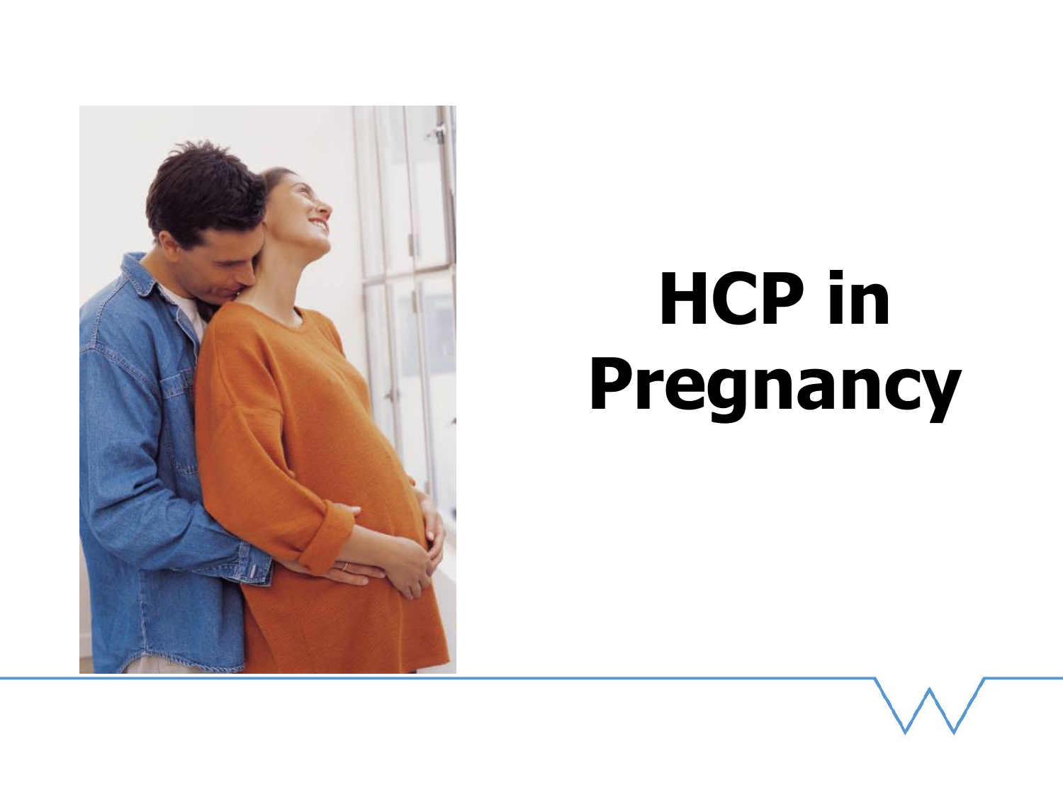# HCP in Pregnancy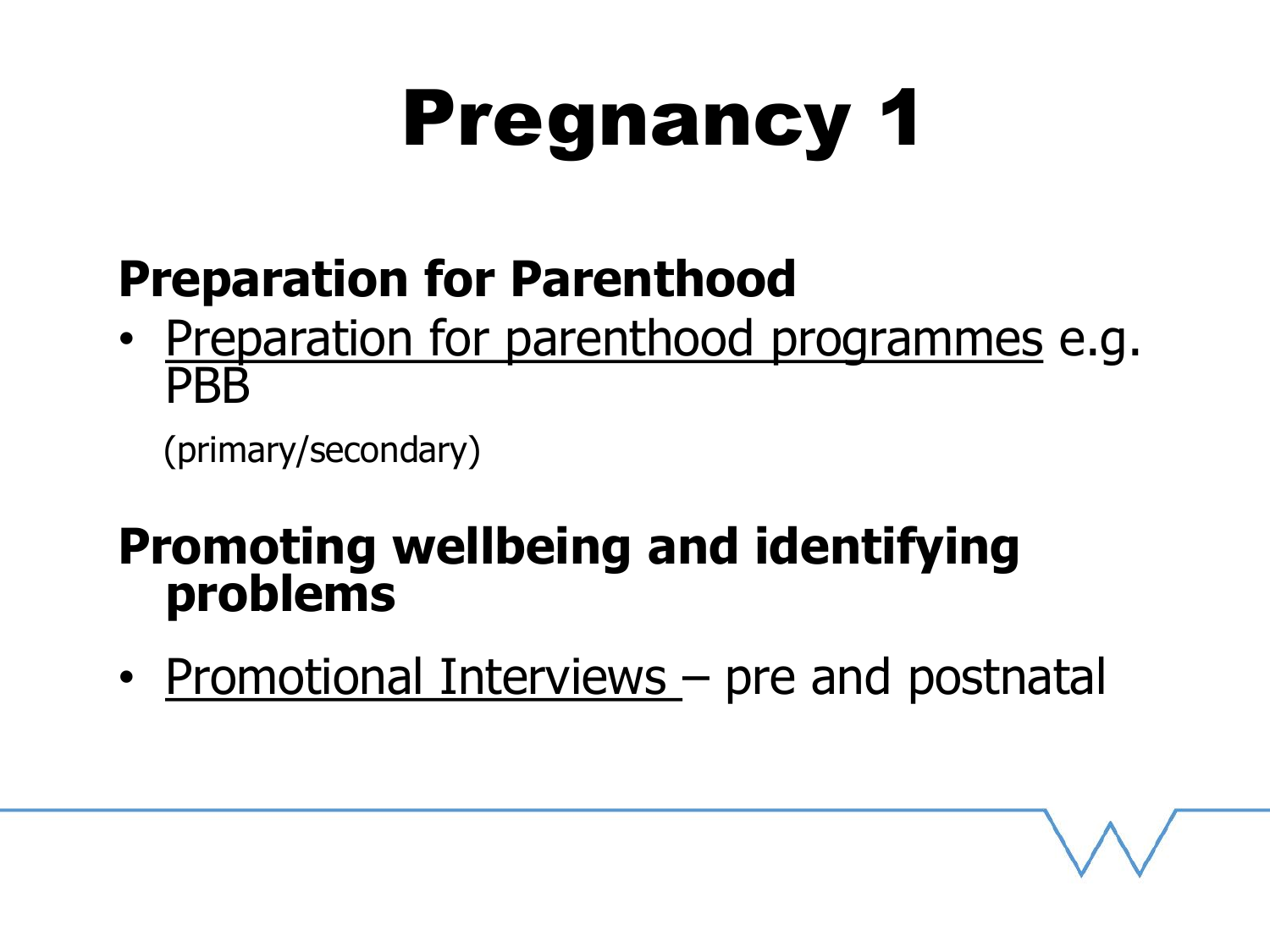# Pregnancy 1

## Preparation for Parenthood

- Preparation for parenthood programmes e.g. PBB

  (primary/secondary)

## Promoting wellbeing and identifying problems

- Promotional Interviews – pre and postnatal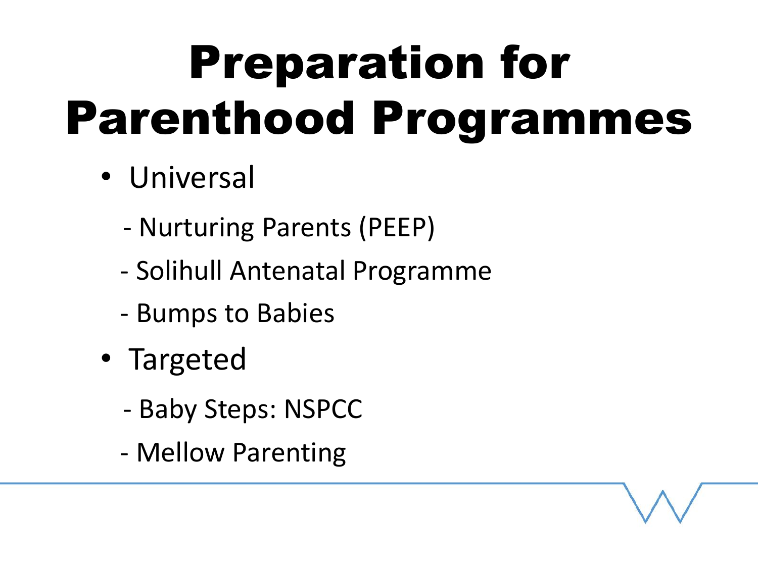# Preparation for Parenthood Programmes

- Universal
  - Nurturing Parents (PEEP)
  - Solihull Antenatal Programme
  - Bumps to Babies
- Targeted
  - Baby Steps: NSPCC
  - Mellow Parenting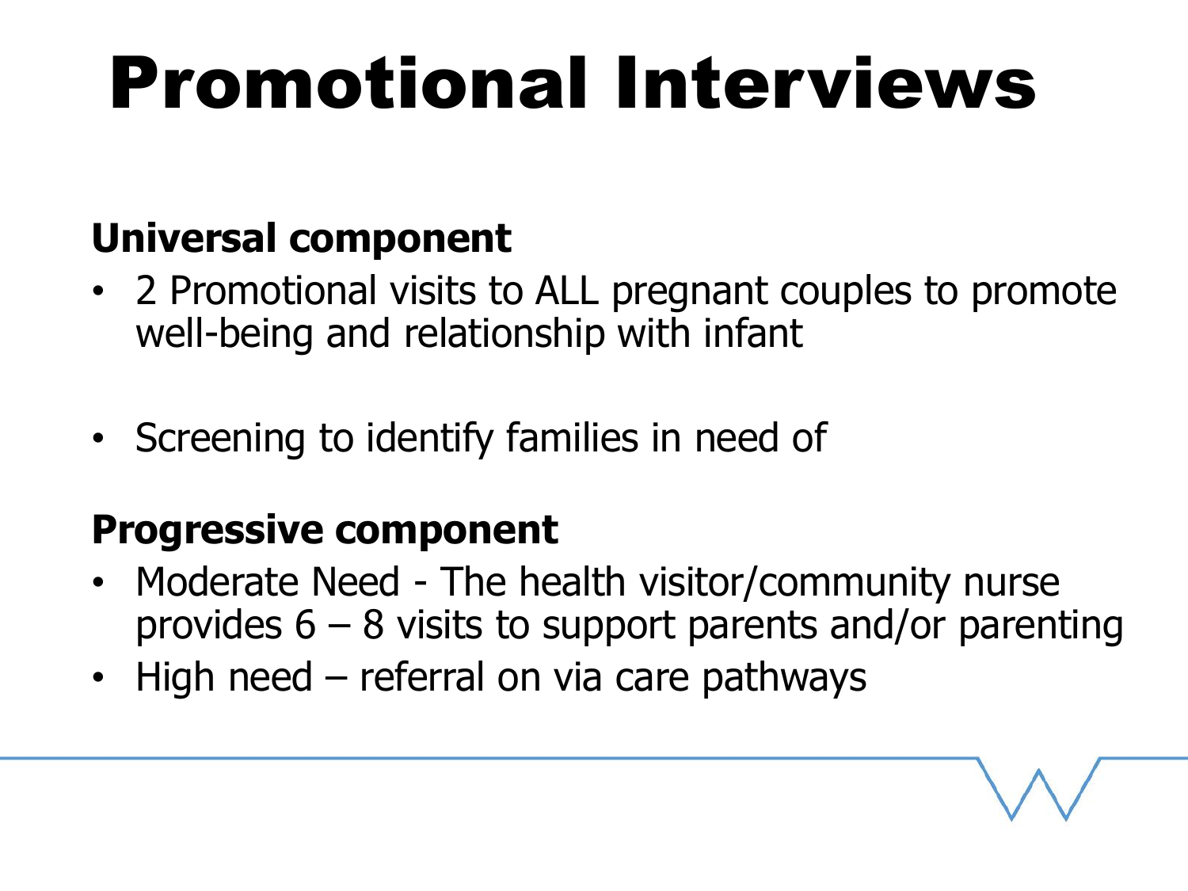# Promotional Interviews

**Universal component**

- 2 Promotional visits to ALL pregnant couples to promote well-being and relationship with infant
- Screening to identify families in need of

**Progressive component**

- Moderate Need - The health visitor/community nurse provides 6 – 8 visits to support parents and/or parenting
- High need – referral on via care pathways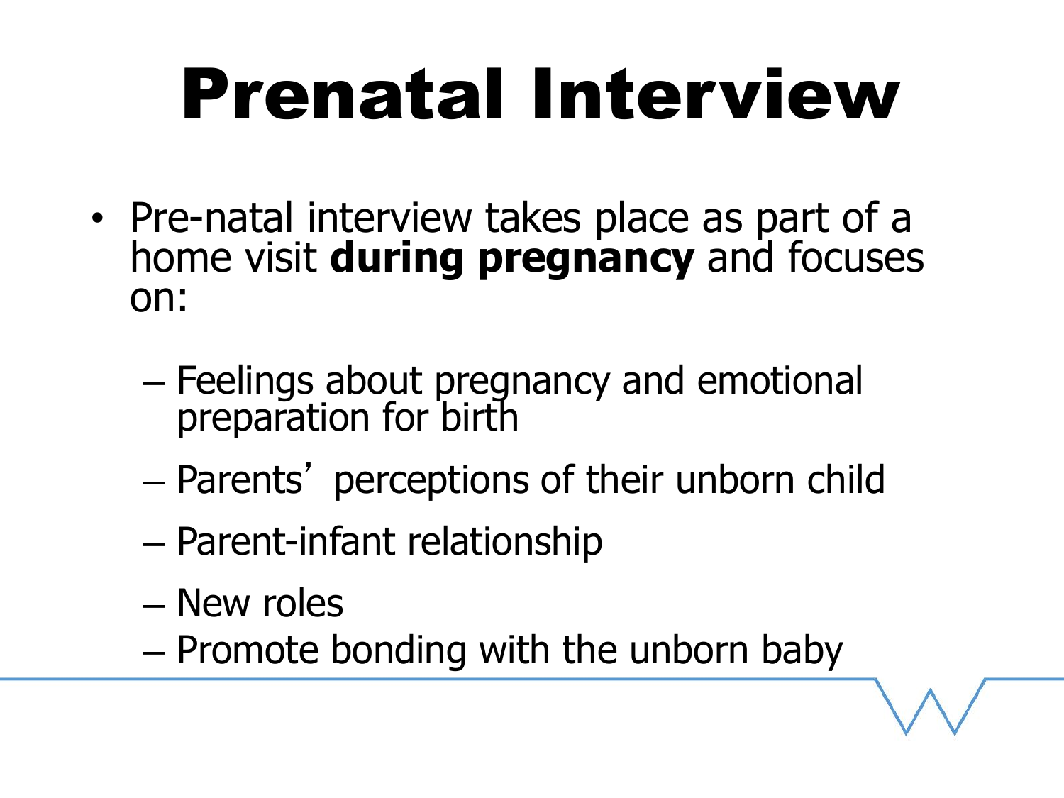# Prenatal Interview

- Pre-natal interview takes place as part of a home visit **during pregnancy** and focuses on:
  - Feelings about pregnancy and emotional preparation for birth
  - Parents' perceptions of their unborn child
  - Parent-infant relationship
  - New roles
  - Promote bonding with the unborn baby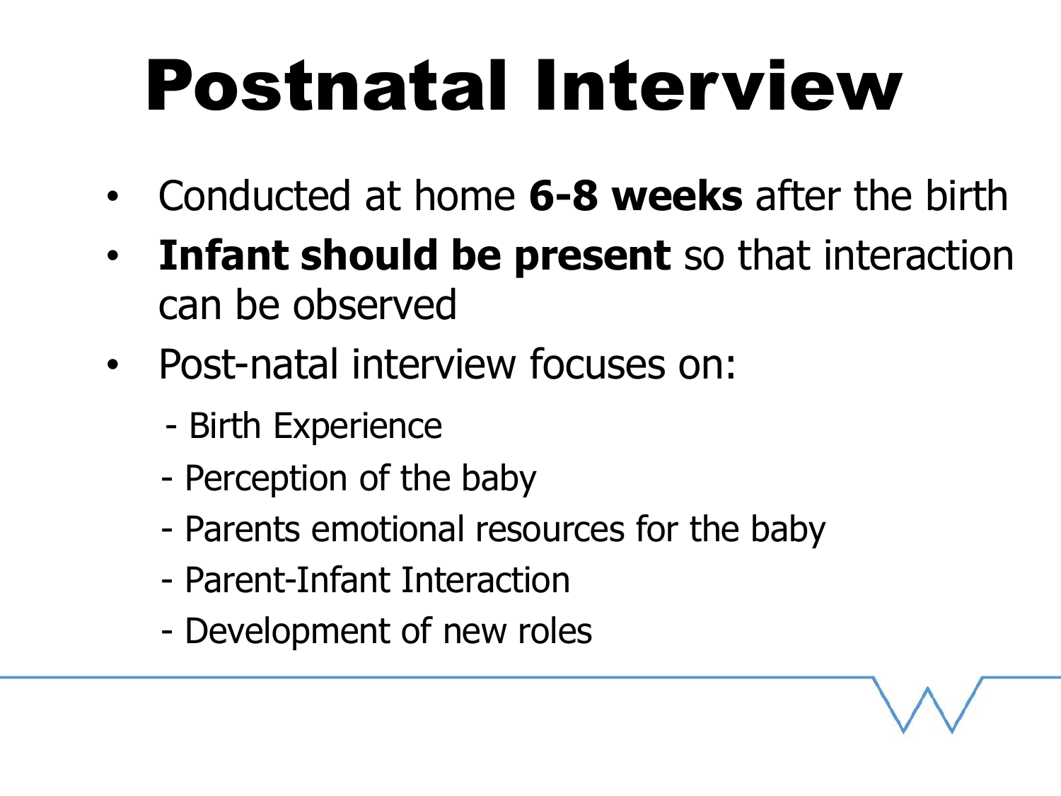# Postnatal Interview

- Conducted at home **6-8 weeks** after the birth
- **Infant should be present** so that interaction can be observed
- Post-natal interview focuses on:
  - Birth Experience
  - Perception of the baby
  - Parents emotional resources for the baby
  - Parent-Infant Interaction
  - Development of new roles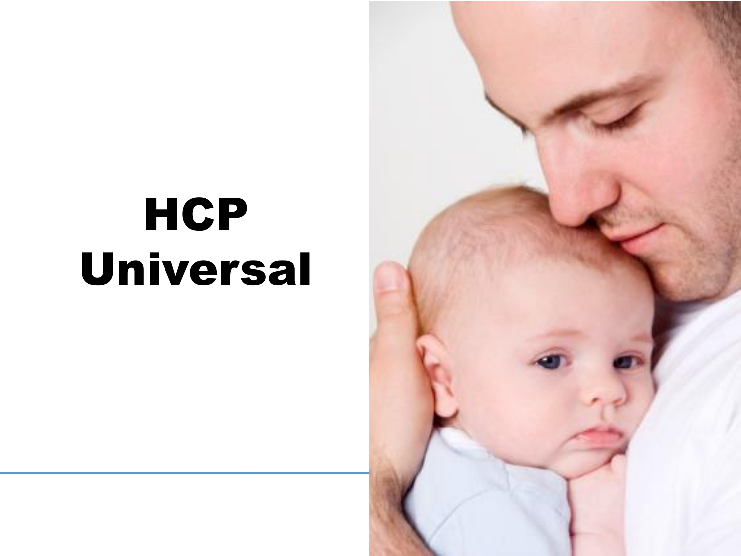# HCP Universal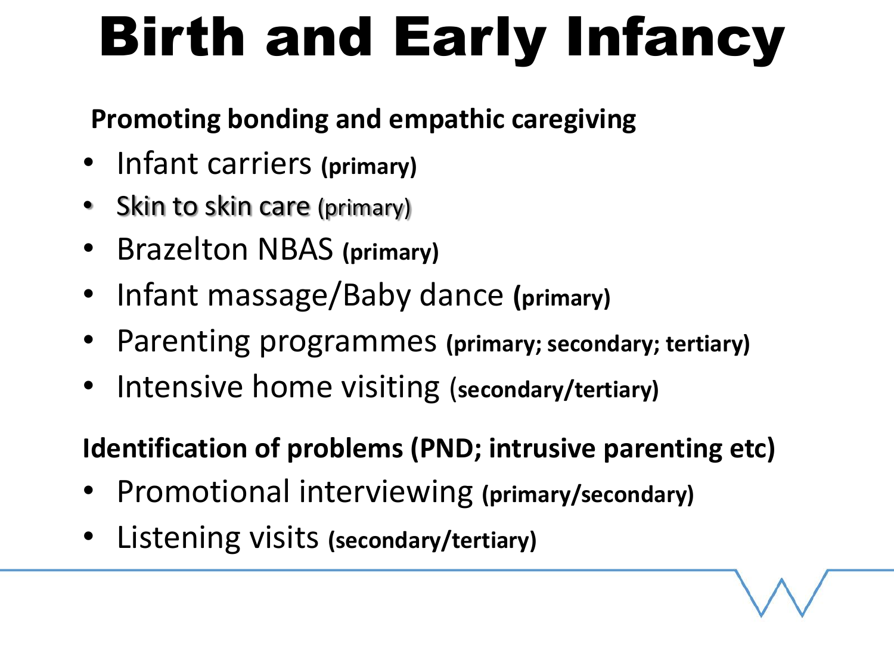# Birth and Early Infancy

**Promoting bonding and empathic caregiving**

- Infant carriers **(primary)**
- Skin to skin care (primary)
- Brazelton NBAS **(primary)**
- Infant massage/Baby dance **(primary)**
- Parenting programmes **(primary; secondary; tertiary)**
- Intensive home visiting (**secondary/tertiary)**

**Identification of problems (PND; intrusive parenting etc)**

- Promotional interviewing **(primary/secondary)**
- Listening visits **(secondary/tertiary)**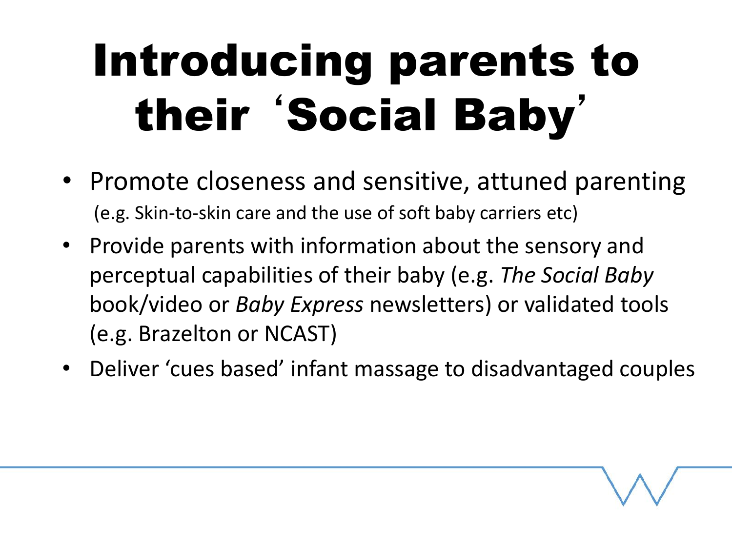# Introducing parents to their 'Social Baby'

- Promote closeness and sensitive, attuned parenting
  (e.g. Skin-to-skin care and the use of soft baby carriers etc)
- Provide parents with information about the sensory and perceptual capabilities of their baby (e.g. *The Social Baby* book/video or *Baby Express* newsletters) or validated tools (e.g. Brazelton or NCAST)
- Deliver 'cues based' infant massage to disadvantaged couples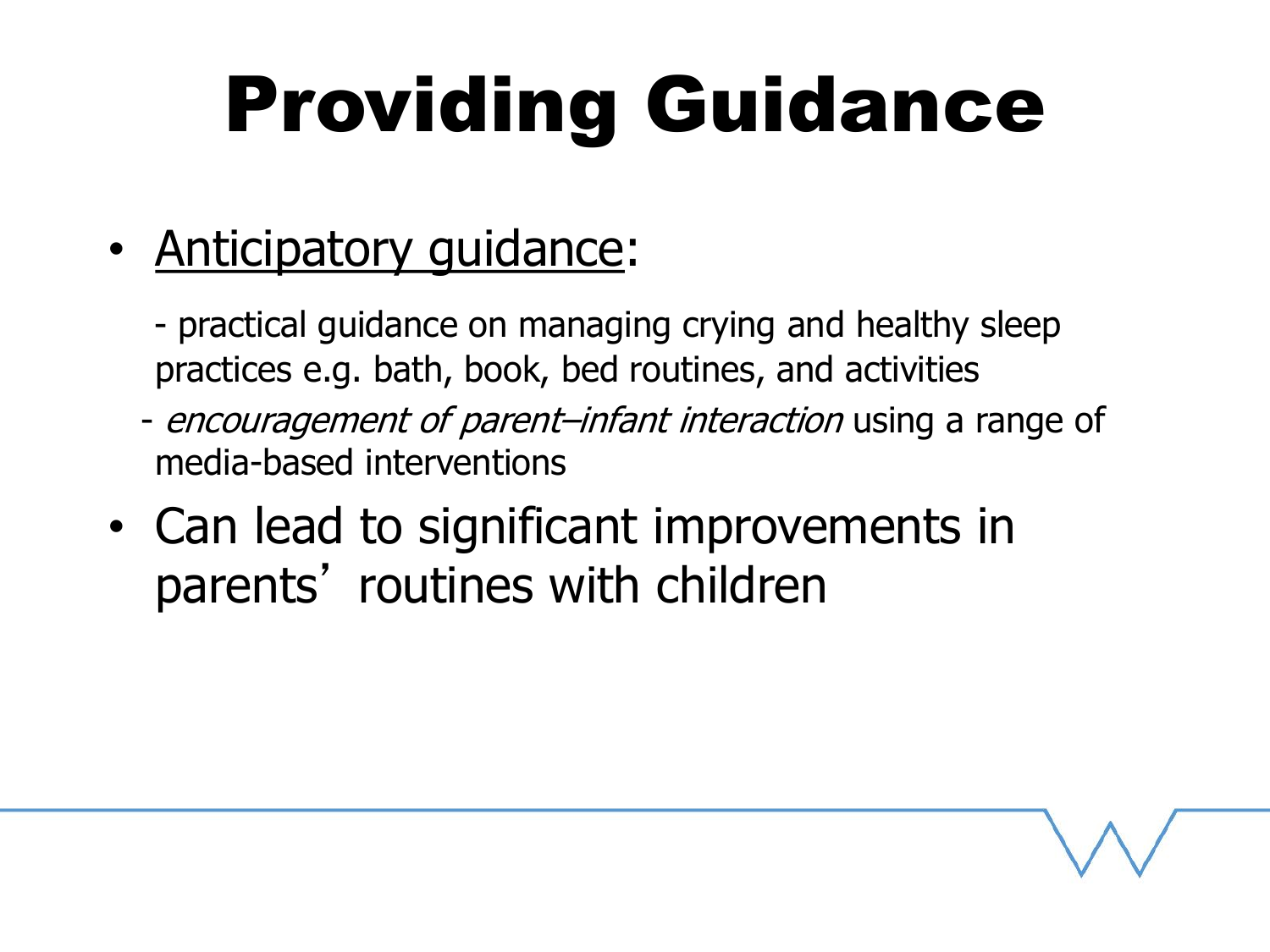# Providing Guidance

- Anticipatory guidance:

  - practical guidance on managing crying and healthy sleep practices e.g. bath, book, bed routines, and activities
  - *encouragement of parent–infant interaction* using a range of media-based interventions

- Can lead to significant improvements in parents' routines with children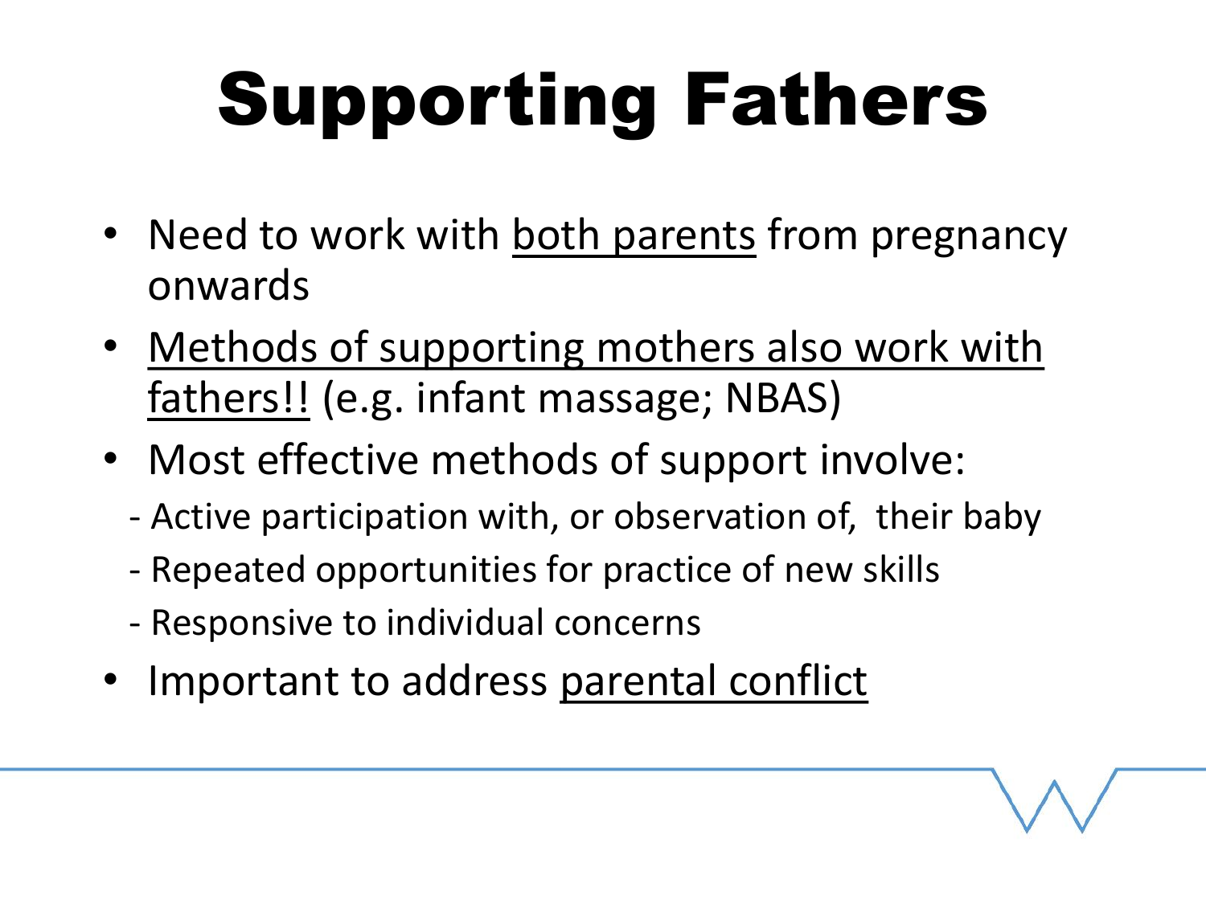# Supporting Fathers

- Need to work with <u>both parents</u> from pregnancy onwards
- <u>Methods of supporting mothers also work with fathers!!</u> (e.g. infant massage; NBAS)
- Most effective methods of support involve:
  - Active participation with, or observation of, their baby
  - Repeated opportunities for practice of new skills
  - Responsive to individual concerns
- Important to address <u>parental conflict</u>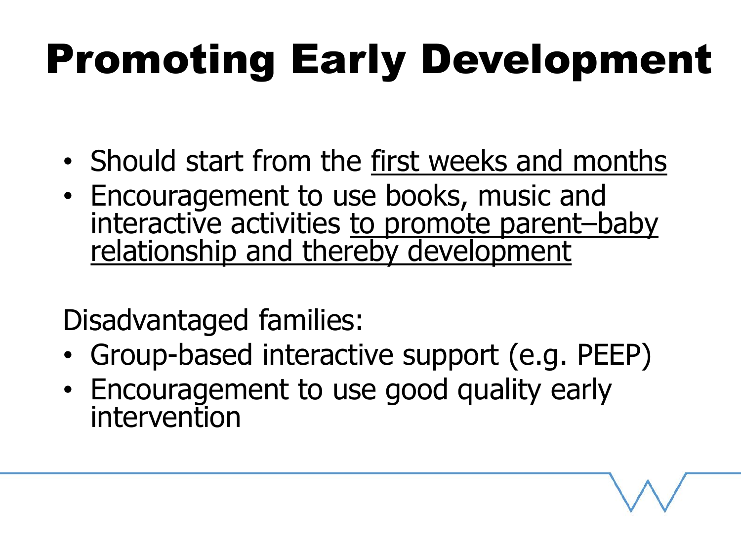# Promoting Early Development

- Should start from the <u>first weeks and months</u>
- Encouragement to use books, music and interactive activities <u>to promote parent–baby relationship and thereby development</u>

Disadvantaged families:

- Group-based interactive support (e.g. PEEP)
- Encouragement to use good quality early intervention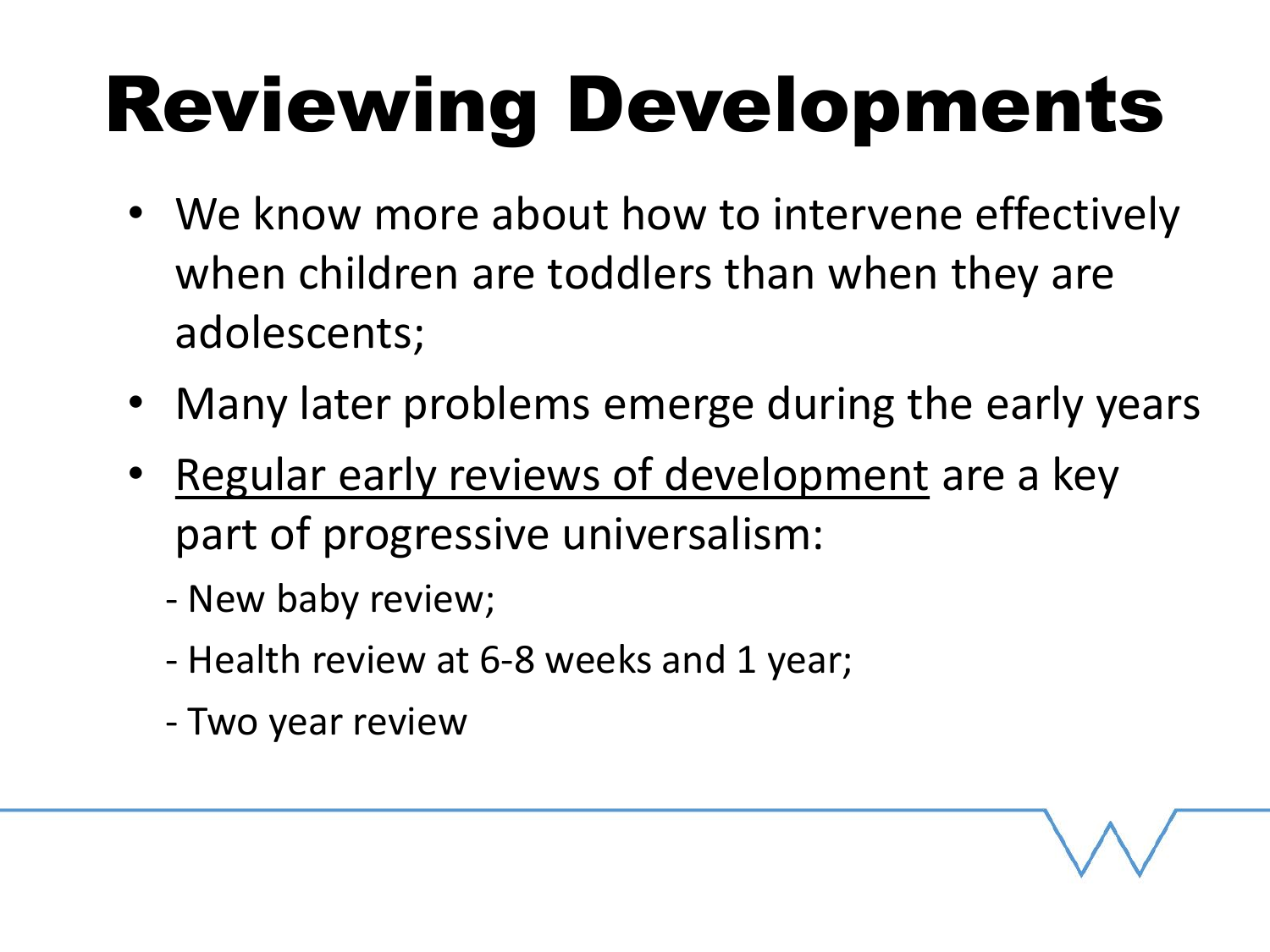# Reviewing Developments

- We know more about how to intervene effectively when children are toddlers than when they are adolescents;
- Many later problems emerge during the early years
- <u>Regular early reviews of development</u> are a key part of progressive universalism:
  - New baby review;
  - Health review at 6-8 weeks and 1 year;
  - Two year review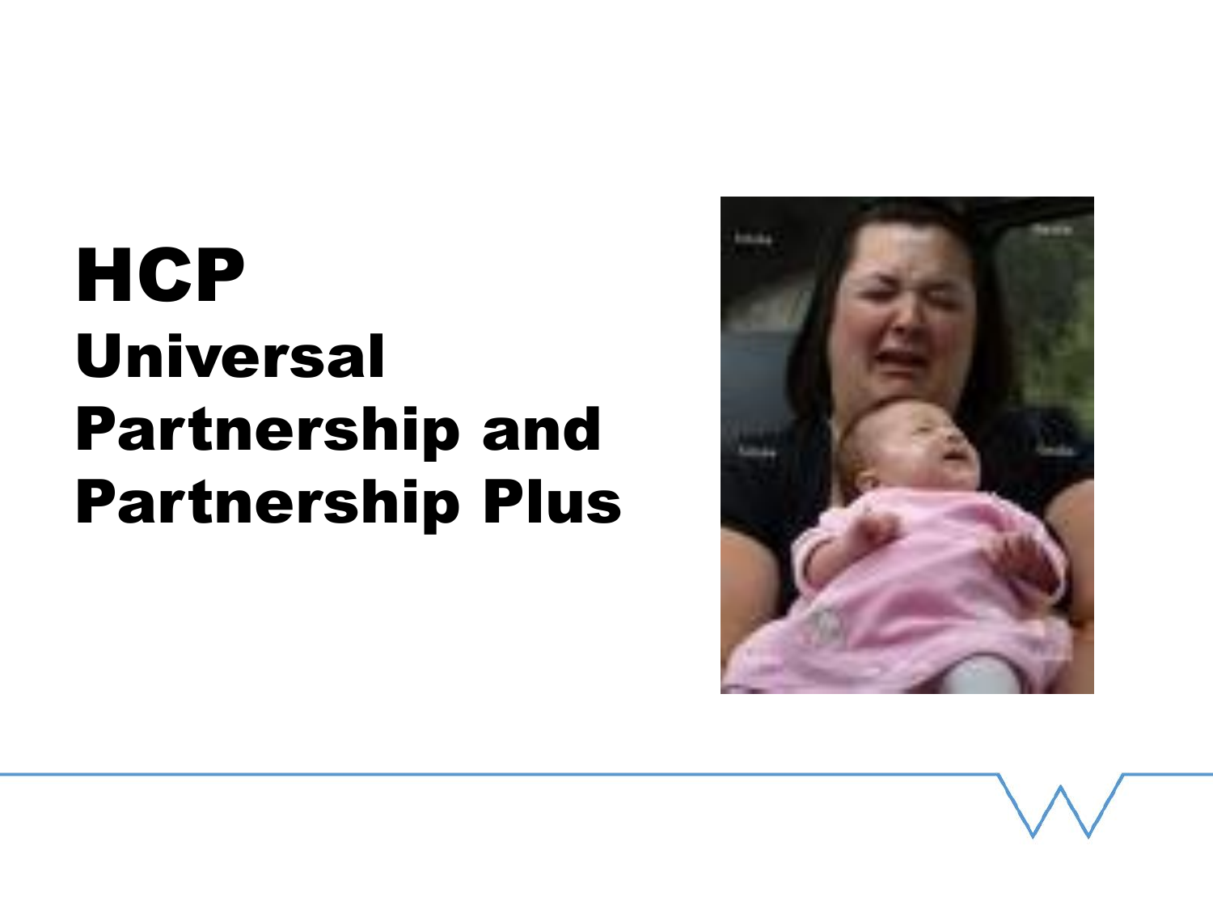# HCP

## Universal Partnership and Partnership Plus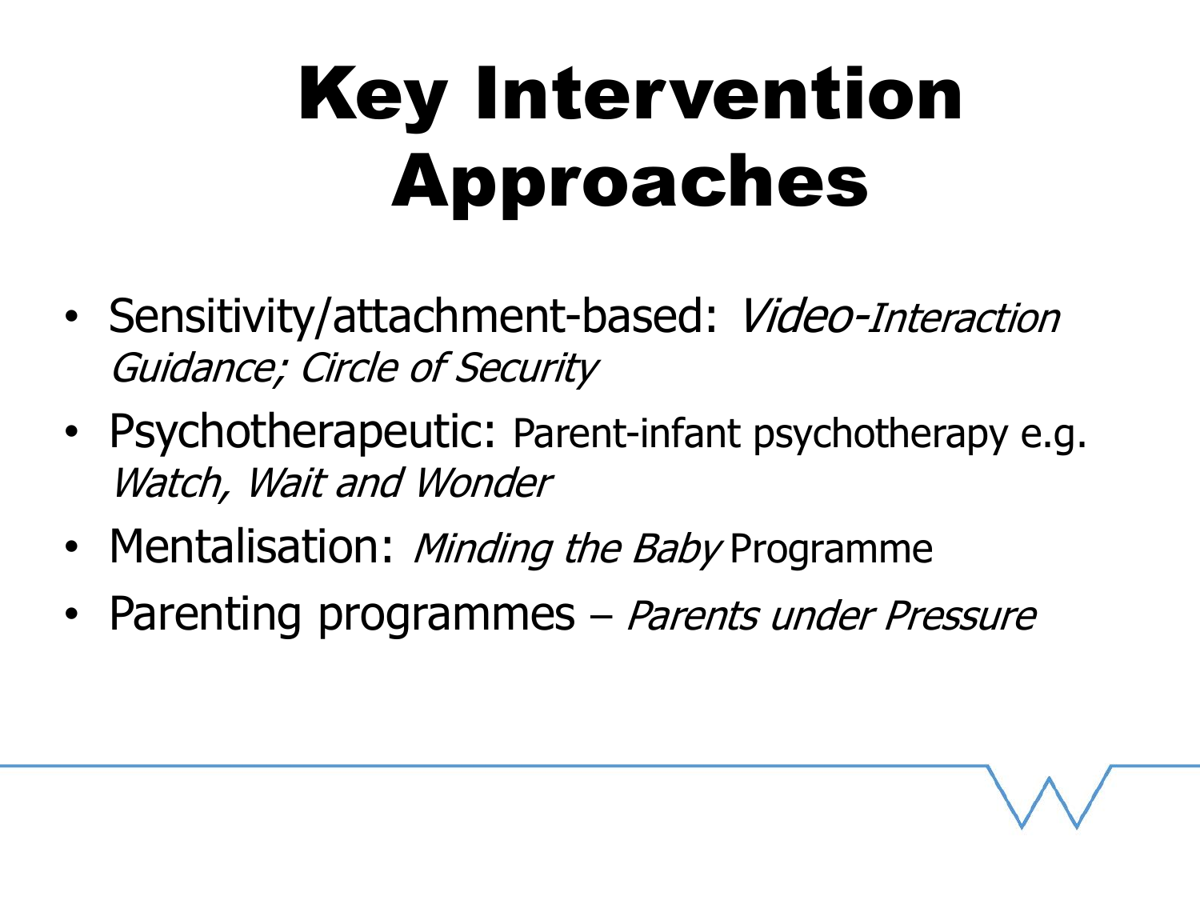# Key Intervention Approaches

- Sensitivity/attachment-based: *Video-Interaction Guidance; Circle of Security*
- Psychotherapeutic: Parent-infant psychotherapy e.g. *Watch, Wait and Wonder*
- Mentalisation: *Minding the Baby* Programme
- Parenting programmes – *Parents under Pressure*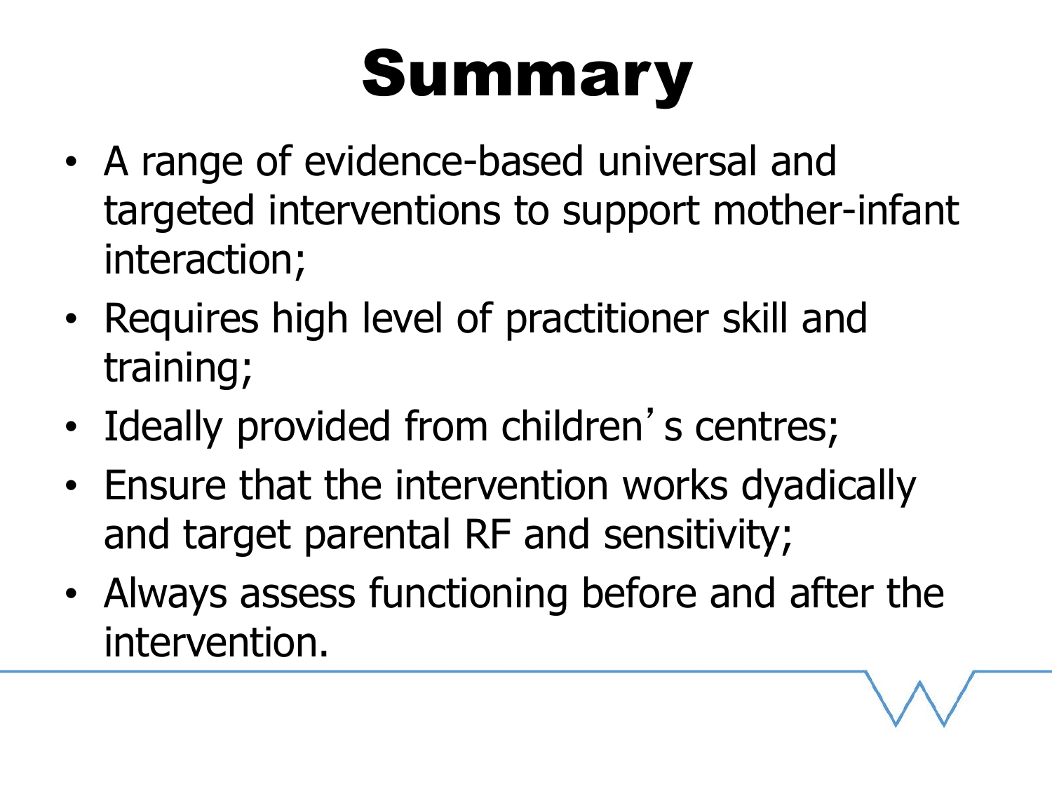# Summary

- A range of evidence-based universal and targeted interventions to support mother-infant interaction;
- Requires high level of practitioner skill and training;
- Ideally provided from children's centres;
- Ensure that the intervention works dyadically and target parental RF and sensitivity;
- Always assess functioning before and after the intervention.